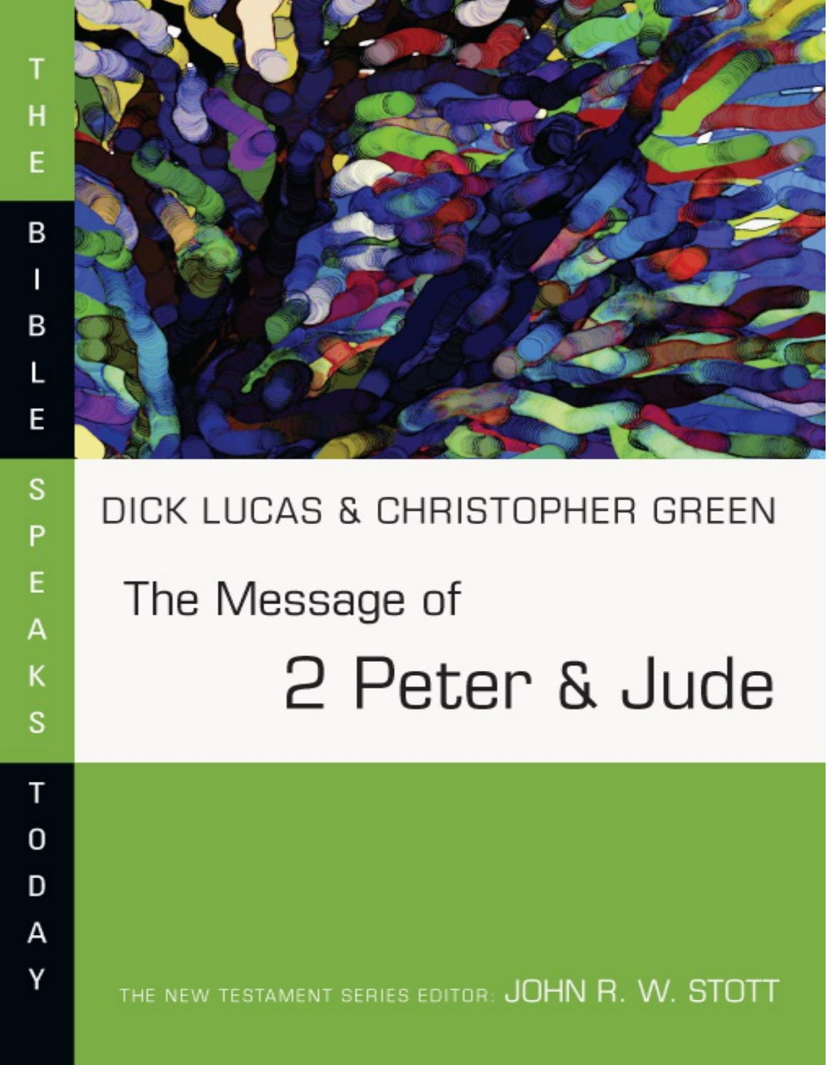THE BIBLE SPEAKS TODAY

DICK LUCAS & CHRISTOPHER GREEN

# The Message of 2 Peter & Jude

THE NEW TESTAMENT SERIES EDITOR: JOHN R. W. STOTT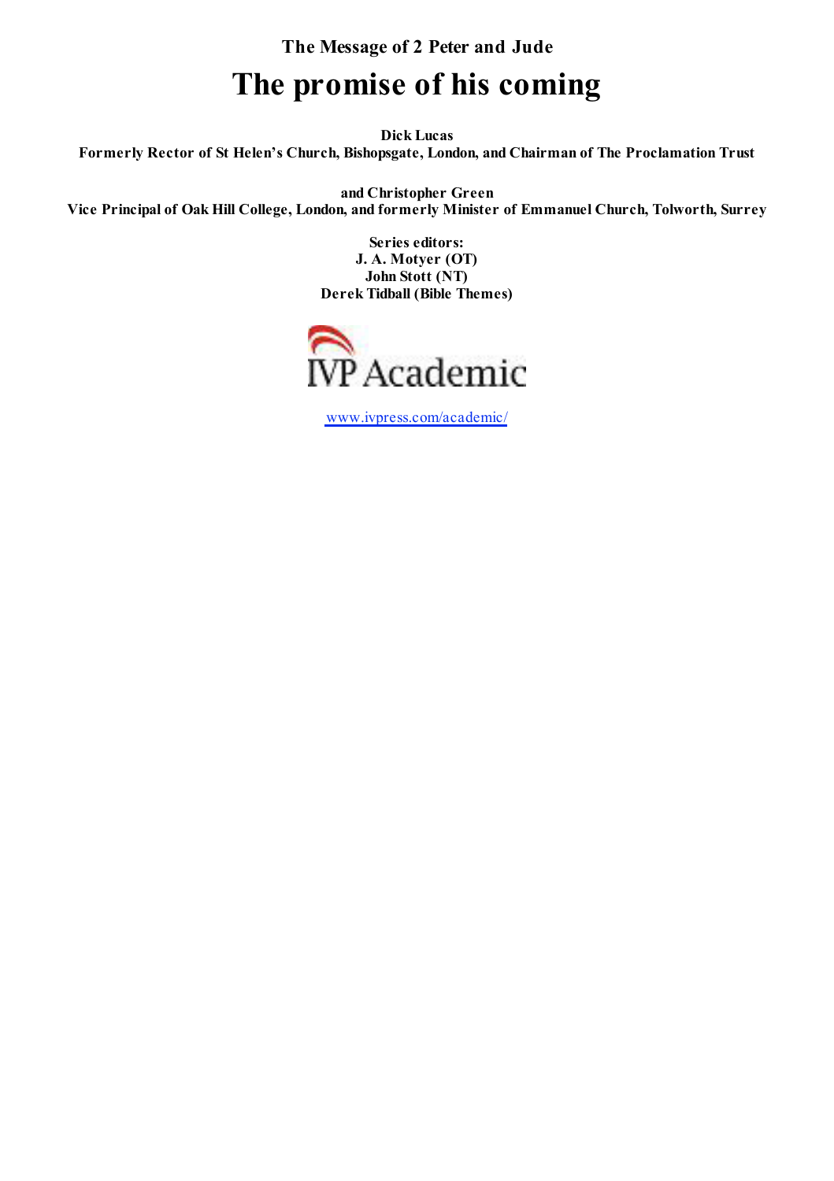**The Message of 2 Peter and Jude**

# The promise of his coming

**Dick Lucas**
**Formerly Rector of St Helen's Church, Bishopsgate, London, and Chairman of The Proclamation Trust**

**and Christopher Green**
**Vice Principal of Oak Hill College, London, and formerly Minister of Emmanuel Church, Tolworth, Surrey**

**Series editors:**
**J. A. Motyer (OT)**
**John Stott (NT)**
**Derek Tidball (Bible Themes)**

IVP Academic

[www.ivpress.com/academic/](http://www.ivpress.com/academic/)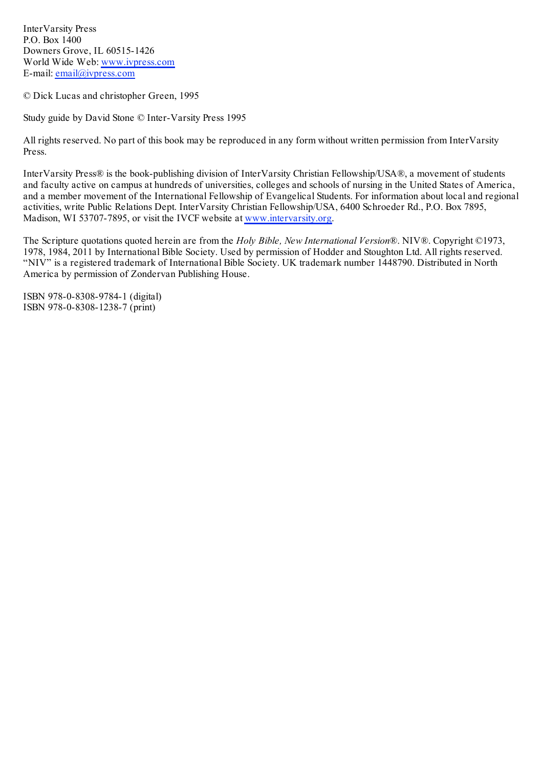InterVarsity Press
P.O. Box 1400
Downers Grove, IL 60515-1426
World Wide Web: www.ivpress.com
E-mail: email@ivpress.com

© Dick Lucas and christopher Green, 1995

Study guide by David Stone © Inter-Varsity Press 1995

All rights reserved. No part of this book may be reproduced in any form without written permission from InterVarsity Press.

InterVarsity Press® is the book-publishing division of InterVarsity Christian Fellowship/USA®, a movement of students and faculty active on campus at hundreds of universities, colleges and schools of nursing in the United States of America, and a member movement of the International Fellowship of Evangelical Students. For information about local and regional activities, write Public Relations Dept. InterVarsity Christian Fellowship/USA, 6400 Schroeder Rd., P.O. Box 7895, Madison, WI 53707-7895, or visit the IVCF website at www.intervarsity.org.

The Scripture quotations quoted herein are from the *Holy Bible, New International Version*®. NIV®. Copyright ©1973, 1978, 1984, 2011 by International Bible Society. Used by permission of Hodder and Stoughton Ltd. All rights reserved. "NIV" is a registered trademark of International Bible Society. UK trademark number 1448790. Distributed in North America by permission of Zondervan Publishing House.

ISBN 978-0-8308-9784-1 (digital)
ISBN 978-0-8308-1238-7 (print)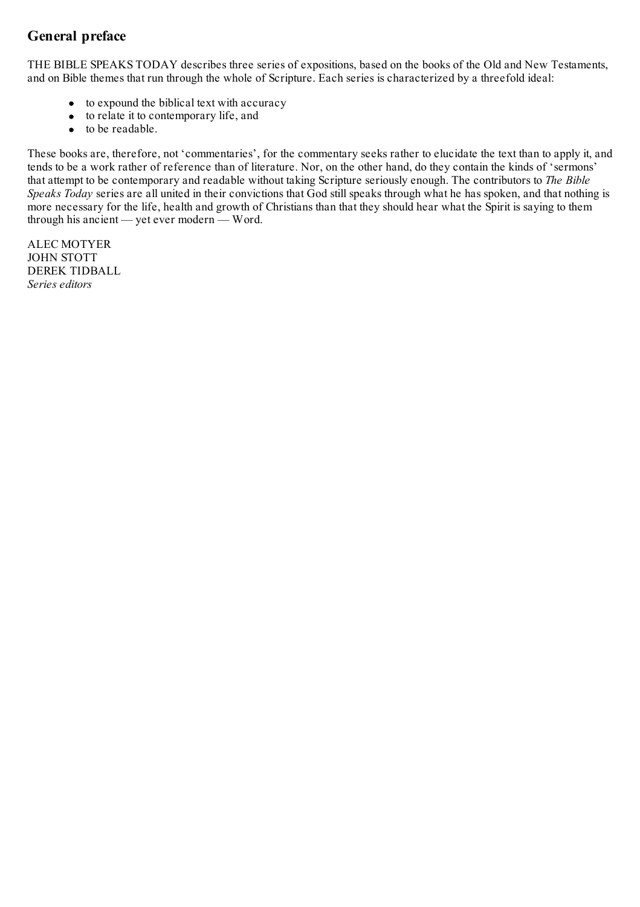## General preface

THE BIBLE SPEAKS TODAY describes three series of expositions, based on the books of the Old and New Testaments, and on Bible themes that run through the whole of Scripture. Each series is characterized by a threefold ideal:

- to expound the biblical text with accuracy
- to relate it to contemporary life, and
- to be readable.

These books are, therefore, not 'commentaries', for the commentary seeks rather to elucidate the text than to apply it, and tends to be a work rather of reference than of literature. Nor, on the other hand, do they contain the kinds of 'sermons' that attempt to be contemporary and readable without taking Scripture seriously enough. The contributors to *The Bible Speaks Today* series are all united in their convictions that God still speaks through what he has spoken, and that nothing is more necessary for the life, health and growth of Christians than that they should hear what the Spirit is saying to them through his ancient — yet ever modern — Word.

ALEC MOTYER
JOHN STOTT
DEREK TIDBALL
*Series editors*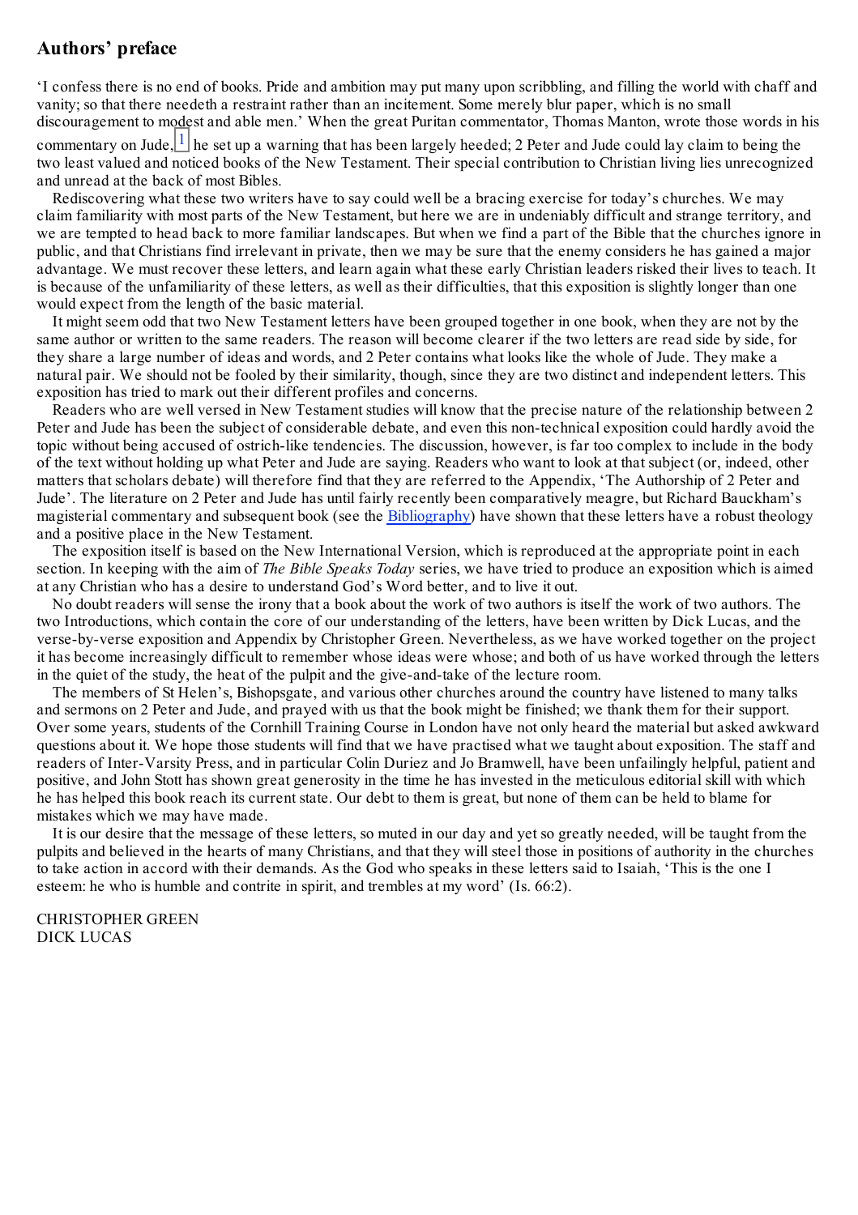## Authors' preface

'I confess there is no end of books. Pride and ambition may put many upon scribbling, and filling the world with chaff and vanity; so that there needeth a restraint rather than an incitement. Some merely blur paper, which is no small discouragement to modest and able men.' When the great Puritan commentator, Thomas Manton, wrote those words in his commentary on Jude,[1] he set up a warning that has been largely heeded; 2 Peter and Jude could lay claim to being the two least valued and noticed books of the New Testament. Their special contribution to Christian living lies unrecognized and unread at the back of most Bibles.

Rediscovering what these two writers have to say could well be a bracing exercise for today's churches. We may claim familiarity with most parts of the New Testament, but here we are in undeniably difficult and strange territory, and we are tempted to head back to more familiar landscapes. But when we find a part of the Bible that the churches ignore in public, and that Christians find irrelevant in private, then we may be sure that the enemy considers he has gained a major advantage. We must recover these letters, and learn again what these early Christian leaders risked their lives to teach. It is because of the unfamiliarity of these letters, as well as their difficulties, that this exposition is slightly longer than one would expect from the length of the basic material.

It might seem odd that two New Testament letters have been grouped together in one book, when they are not by the same author or written to the same readers. The reason will become clearer if the two letters are read side by side, for they share a large number of ideas and words, and 2 Peter contains what looks like the whole of Jude. They make a natural pair. We should not be fooled by their similarity, though, since they are two distinct and independent letters. This exposition has tried to mark out their different profiles and concerns.

Readers who are well versed in New Testament studies will know that the precise nature of the relationship between 2 Peter and Jude has been the subject of considerable debate, and even this non-technical exposition could hardly avoid the topic without being accused of ostrich-like tendencies. The discussion, however, is far too complex to include in the body of the text without holding up what Peter and Jude are saying. Readers who want to look at that subject (or, indeed, other matters that scholars debate) will therefore find that they are referred to the Appendix, 'The Authorship of 2 Peter and Jude'. The literature on 2 Peter and Jude has until fairly recently been comparatively meagre, but Richard Bauckham's magisterial commentary and subsequent book (see the Bibliography) have shown that these letters have a robust theology and a positive place in the New Testament.

The exposition itself is based on the New International Version, which is reproduced at the appropriate point in each section. In keeping with the aim of *The Bible Speaks Today* series, we have tried to produce an exposition which is aimed at any Christian who has a desire to understand God's Word better, and to live it out.

No doubt readers will sense the irony that a book about the work of two authors is itself the work of two authors. The two Introductions, which contain the core of our understanding of the letters, have been written by Dick Lucas, and the verse-by-verse exposition and Appendix by Christopher Green. Nevertheless, as we have worked together on the project it has become increasingly difficult to remember whose ideas were whose; and both of us have worked through the letters in the quiet of the study, the heat of the pulpit and the give-and-take of the lecture room.

The members of St Helen's, Bishopsgate, and various other churches around the country have listened to many talks and sermons on 2 Peter and Jude, and prayed with us that the book might be finished; we thank them for their support. Over some years, students of the Cornhill Training Course in London have not only heard the material but asked awkward questions about it. We hope those students will find that we have practised what we taught about exposition. The staff and readers of Inter-Varsity Press, and in particular Colin Duriez and Jo Bramwell, have been unfailingly helpful, patient and positive, and John Stott has shown great generosity in the time he has invested in the meticulous editorial skill with which he has helped this book reach its current state. Our debt to them is great, but none of them can be held to blame for mistakes which we may have made.

It is our desire that the message of these letters, so muted in our day and yet so greatly needed, will be taught from the pulpits and believed in the hearts of many Christians, and that they will steel those in positions of authority in the churches to take action in accord with their demands. As the God who speaks in these letters said to Isaiah, 'This is the one I esteem: he who is humble and contrite in spirit, and trembles at my word' (Is. 66:2).

CHRISTOPHER GREEN
DICK LUCAS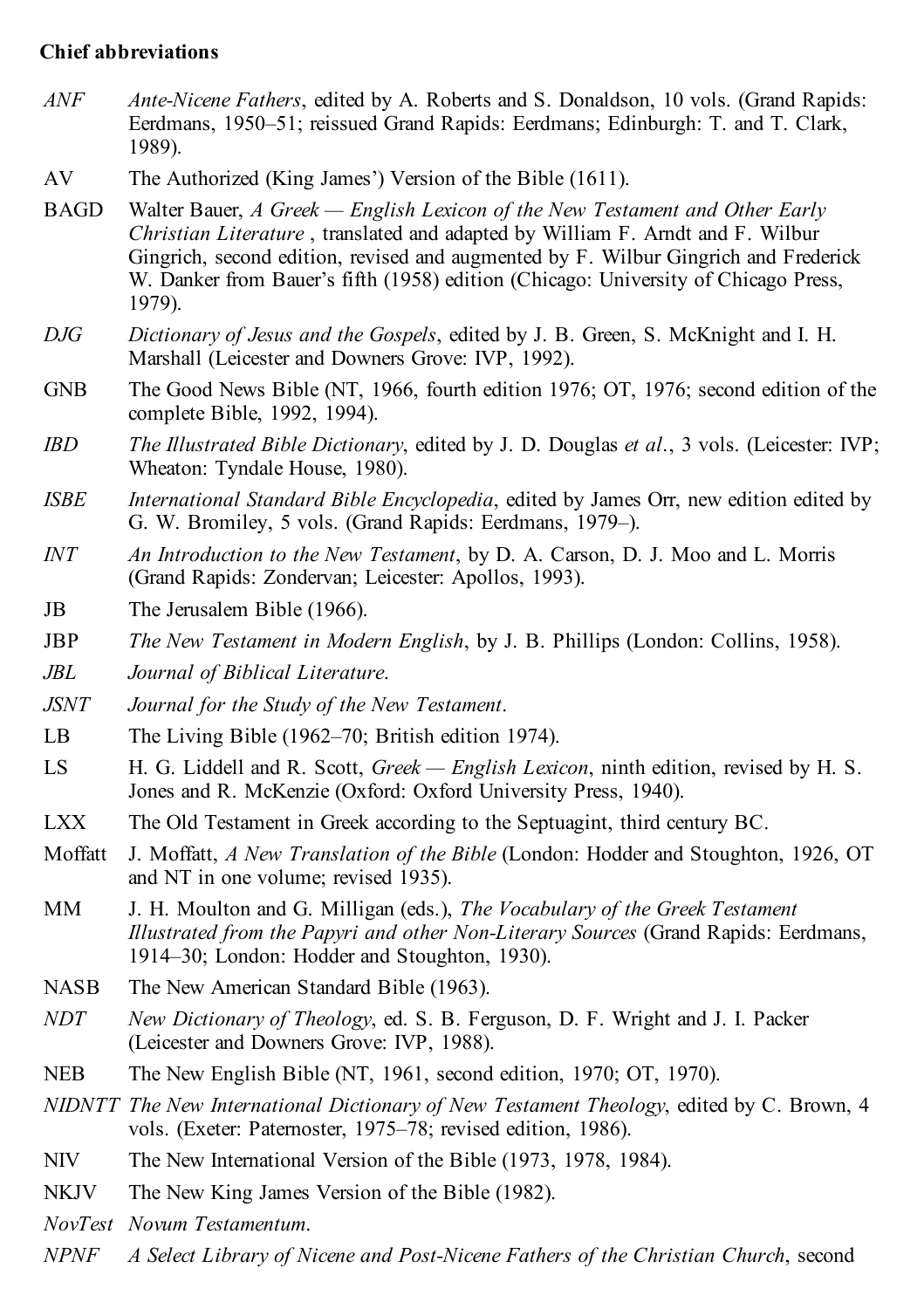**Chief abbreviations**

*ANF* *Ante-Nicene Fathers*, edited by A. Roberts and S. Donaldson, 10 vols. (Grand Rapids: Eerdmans, 1950–51; reissued Grand Rapids: Eerdmans; Edinburgh: T. and T. Clark, 1989).

AV The Authorized (King James') Version of the Bible (1611).

BAGD Walter Bauer, *A Greek — English Lexicon of the New Testament and Other Early Christian Literature* , translated and adapted by William F. Arndt and F. Wilbur Gingrich, second edition, revised and augmented by F. Wilbur Gingrich and Frederick W. Danker from Bauer's fifth (1958) edition (Chicago: University of Chicago Press, 1979).

*DJG* *Dictionary of Jesus and the Gospels*, edited by J. B. Green, S. McKnight and I. H. Marshall (Leicester and Downers Grove: IVP, 1992).

GNB The Good News Bible (NT, 1966, fourth edition 1976; OT, 1976; second edition of the complete Bible, 1992, 1994).

*IBD* *The Illustrated Bible Dictionary*, edited by J. D. Douglas *et al*., 3 vols. (Leicester: IVP; Wheaton: Tyndale House, 1980).

*ISBE* *International Standard Bible Encyclopedia*, edited by James Orr, new edition edited by G. W. Bromiley, 5 vols. (Grand Rapids: Eerdmans, 1979–).

*INT* *An Introduction to the New Testament*, by D. A. Carson, D. J. Moo and L. Morris (Grand Rapids: Zondervan; Leicester: Apollos, 1993).

JB The Jerusalem Bible (1966).

JBP *The New Testament in Modern English*, by J. B. Phillips (London: Collins, 1958).

*JBL* *Journal of Biblical Literature*.

*JSNT* *Journal for the Study of the New Testament*.

LB The Living Bible (1962–70; British edition 1974).

LS H. G. Liddell and R. Scott, *Greek — English Lexicon*, ninth edition, revised by H. S. Jones and R. McKenzie (Oxford: Oxford University Press, 1940).

LXX The Old Testament in Greek according to the Septuagint, third century BC.

Moffatt J. Moffatt, *A New Translation of the Bible* (London: Hodder and Stoughton, 1926, OT and NT in one volume; revised 1935).

MM J. H. Moulton and G. Milligan (eds.), *The Vocabulary of the Greek Testament Illustrated from the Papyri and other Non-Literary Sources* (Grand Rapids: Eerdmans, 1914–30; London: Hodder and Stoughton, 1930).

NASB The New American Standard Bible (1963).

*NDT* *New Dictionary of Theology*, ed. S. B. Ferguson, D. F. Wright and J. I. Packer (Leicester and Downers Grove: IVP, 1988).

NEB The New English Bible (NT, 1961, second edition, 1970; OT, 1970).

*NIDNTT* *The New International Dictionary of New Testament Theology*, edited by C. Brown, 4 vols. (Exeter: Paternoster, 1975–78; revised edition, 1986).

NIV The New International Version of the Bible (1973, 1978, 1984).

NKJV The New King James Version of the Bible (1982).

*NovTest* *Novum Testamentum*.

*NPNF* *A Select Library of Nicene and Post-Nicene Fathers of the Christian Church*, second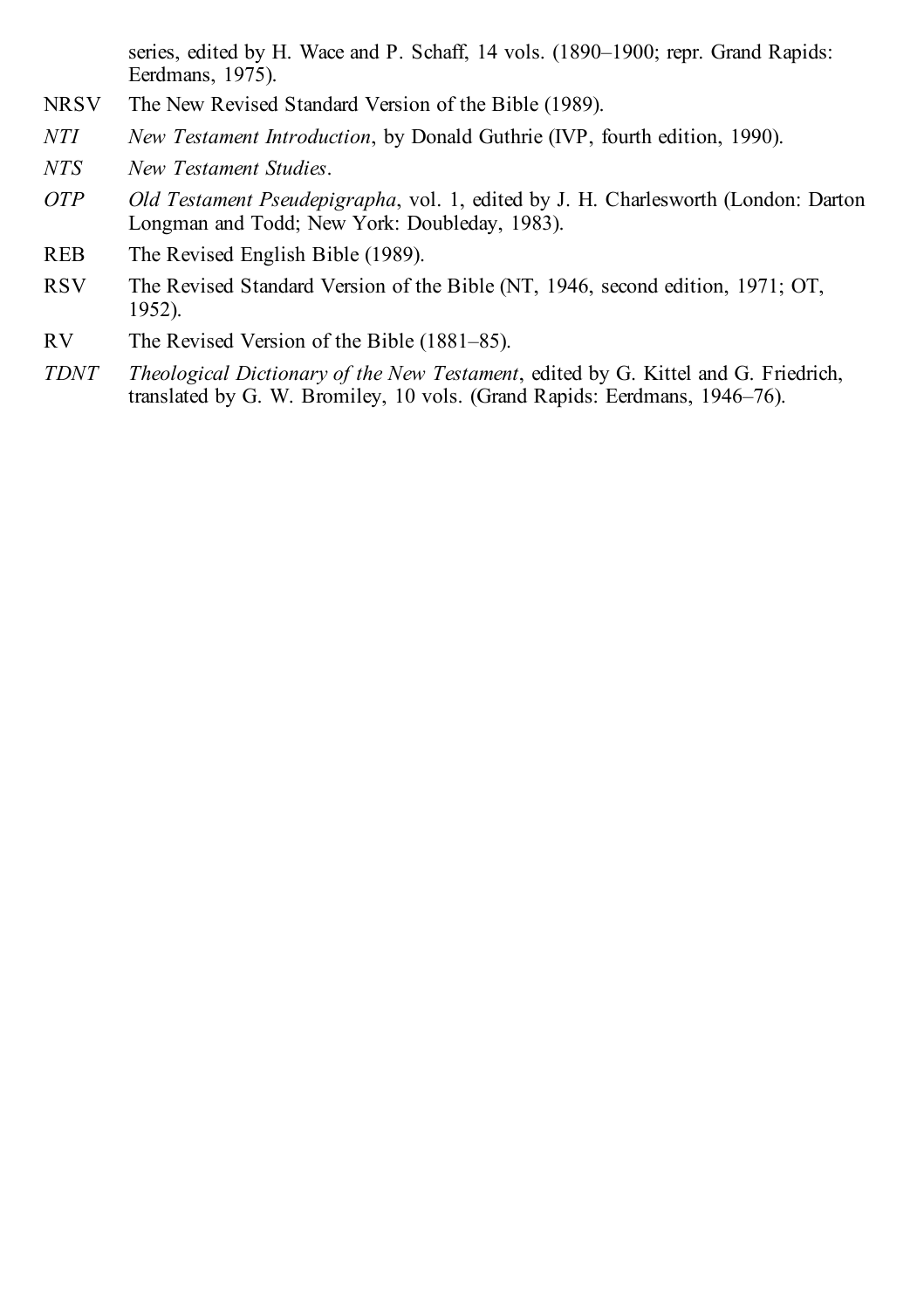series, edited by H. Wace and P. Schaff, 14 vols. (1890–1900; repr. Grand Rapids: Eerdmans, 1975).

NRSV The New Revised Standard Version of the Bible (1989).

*NTI* *New Testament Introduction*, by Donald Guthrie (IVP, fourth edition, 1990).

*NTS* *New Testament Studies*.

*OTP* *Old Testament Pseudepigrapha*, vol. 1, edited by J. H. Charlesworth (London: Darton Longman and Todd; New York: Doubleday, 1983).

REB The Revised English Bible (1989).

RSV The Revised Standard Version of the Bible (NT, 1946, second edition, 1971; OT, 1952).

RV The Revised Version of the Bible (1881–85).

*TDNT* *Theological Dictionary of the New Testament*, edited by G. Kittel and G. Friedrich, translated by G. W. Bromiley, 10 vols. (Grand Rapids: Eerdmans, 1946–76).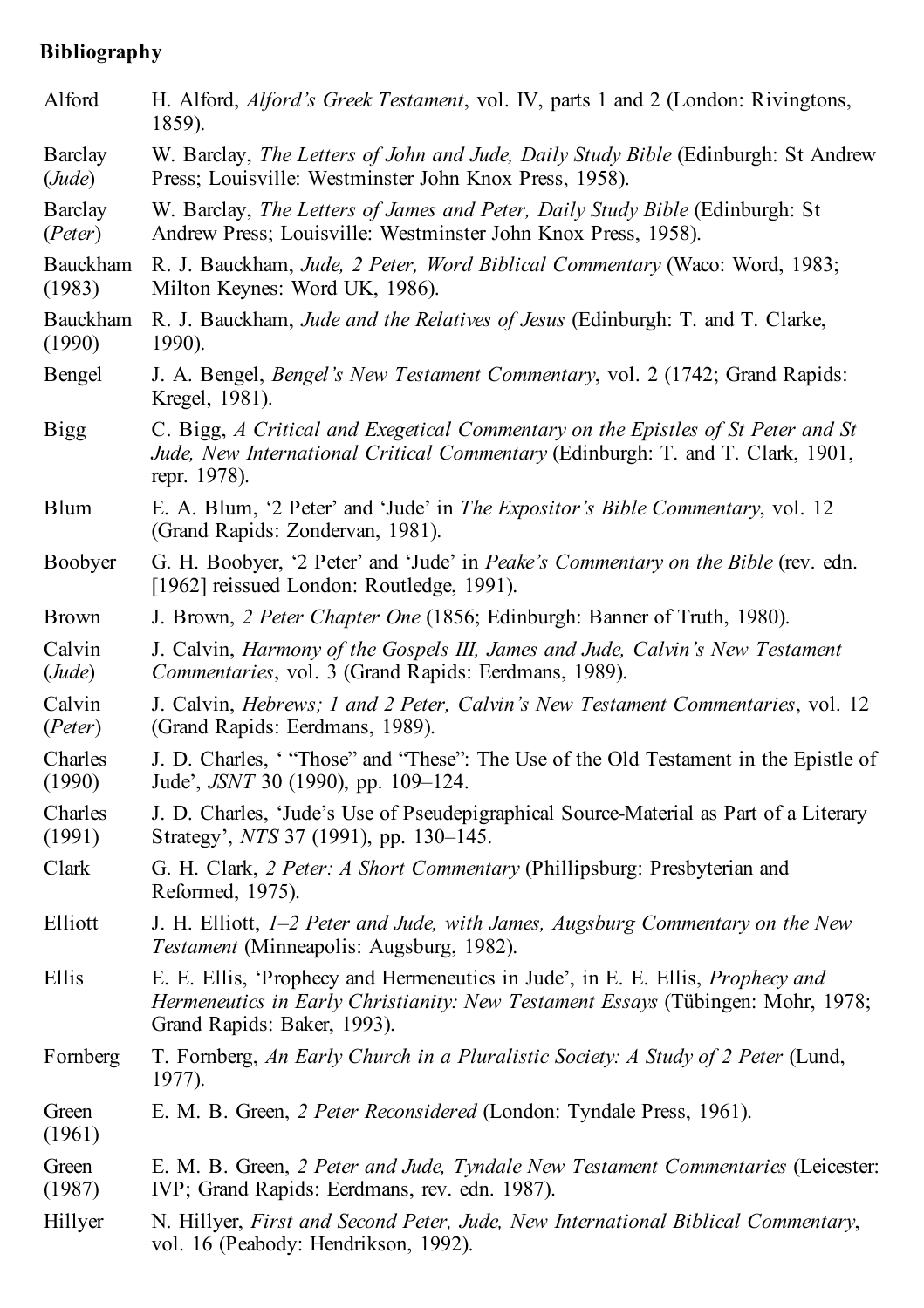**Bibliography**

| | |
|---|---|
| Alford | H. Alford, *Alford's Greek Testament*, vol. IV, parts 1 and 2 (London: Rivingtons, 1859). |
| Barclay (*Jude*) | W. Barclay, *The Letters of John and Jude, Daily Study Bible* (Edinburgh: St Andrew Press; Louisville: Westminster John Knox Press, 1958). |
| Barclay (*Peter*) | W. Barclay, *The Letters of James and Peter, Daily Study Bible* (Edinburgh: St Andrew Press; Louisville: Westminster John Knox Press, 1958). |
| Bauckham (1983) | R. J. Bauckham, *Jude, 2 Peter, Word Biblical Commentary* (Waco: Word, 1983; Milton Keynes: Word UK, 1986). |
| Bauckham (1990) | R. J. Bauckham, *Jude and the Relatives of Jesus* (Edinburgh: T. and T. Clarke, 1990). |
| Bengel | J. A. Bengel, *Bengel's New Testament Commentary*, vol. 2 (1742; Grand Rapids: Kregel, 1981). |
| Bigg | C. Bigg, *A Critical and Exegetical Commentary on the Epistles of St Peter and St Jude, New International Critical Commentary* (Edinburgh: T. and T. Clark, 1901, repr. 1978). |
| Blum | E. A. Blum, '2 Peter' and 'Jude' in *The Expositor's Bible Commentary*, vol. 12 (Grand Rapids: Zondervan, 1981). |
| Boobyer | G. H. Boobyer, '2 Peter' and 'Jude' in *Peake's Commentary on the Bible* (rev. edn. [1962] reissued London: Routledge, 1991). |
| Brown | J. Brown, *2 Peter Chapter One* (1856; Edinburgh: Banner of Truth, 1980). |
| Calvin (*Jude*) | J. Calvin, *Harmony of the Gospels III, James and Jude, Calvin's New Testament Commentaries*, vol. 3 (Grand Rapids: Eerdmans, 1989). |
| Calvin (*Peter*) | J. Calvin, *Hebrews; 1 and 2 Peter, Calvin's New Testament Commentaries*, vol. 12 (Grand Rapids: Eerdmans, 1989). |
| Charles (1990) | J. D. Charles, ' "Those" and "These": The Use of the Old Testament in the Epistle of Jude', *JSNT* 30 (1990), pp. 109–124. |
| Charles (1991) | J. D. Charles, 'Jude's Use of Pseudepigraphical Source-Material as Part of a Literary Strategy', *NTS* 37 (1991), pp. 130–145. |
| Clark | G. H. Clark, *2 Peter: A Short Commentary* (Phillipsburg: Presbyterian and Reformed, 1975). |
| Elliott | J. H. Elliott, *1–2 Peter and Jude, with James, Augsburg Commentary on the New Testament* (Minneapolis: Augsburg, 1982). |
| Ellis | E. E. Ellis, 'Prophecy and Hermeneutics in Jude', in E. E. Ellis, *Prophecy and Hermeneutics in Early Christianity: New Testament Essays* (Tübingen: Mohr, 1978; Grand Rapids: Baker, 1993). |
| Fornberg | T. Fornberg, *An Early Church in a Pluralistic Society: A Study of 2 Peter* (Lund, 1977). |
| Green (1961) | E. M. B. Green, *2 Peter Reconsidered* (London: Tyndale Press, 1961). |
| Green (1987) | E. M. B. Green, *2 Peter and Jude, Tyndale New Testament Commentaries* (Leicester: IVP; Grand Rapids: Eerdmans, rev. edn. 1987). |
| Hillyer | N. Hillyer, *First and Second Peter, Jude, New International Biblical Commentary*, vol. 16 (Peabody: Hendrikson, 1992). |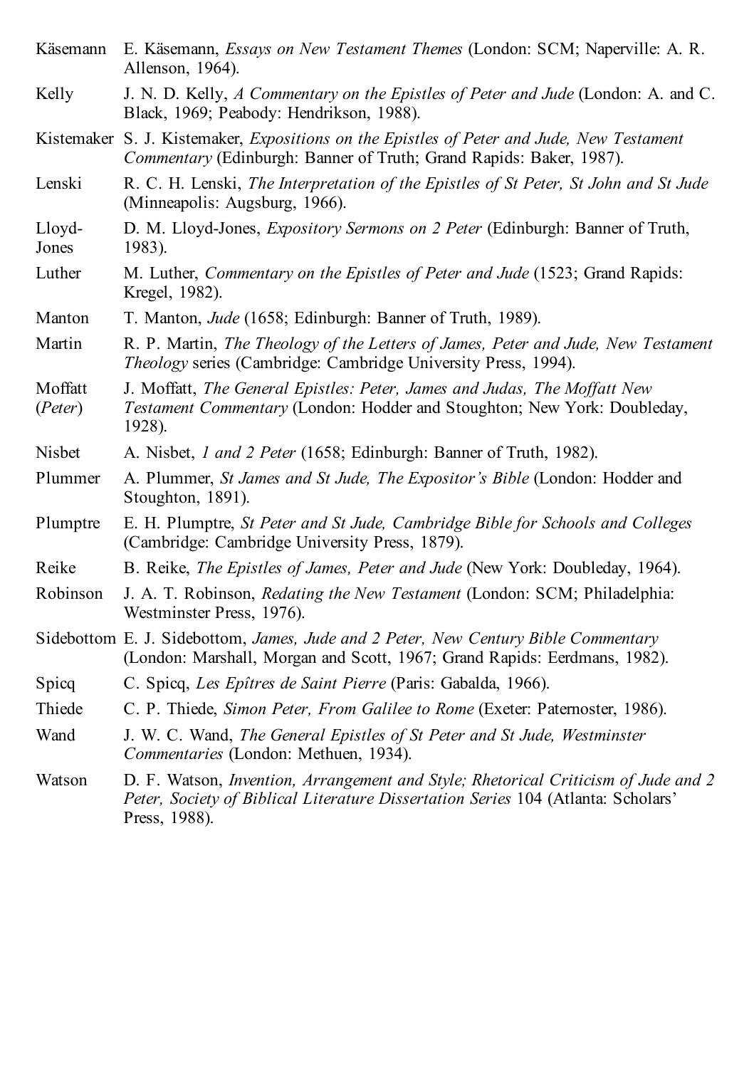| | |
|---|---|
| Käsemann | E. Käsemann, *Essays on New Testament Themes* (London: SCM; Naperville: A. R. Allenson, 1964). |
| Kelly | J. N. D. Kelly, *A Commentary on the Epistles of Peter and Jude* (London: A. and C. Black, 1969; Peabody: Hendrikson, 1988). |
| Kistemaker | S. J. Kistemaker, *Expositions on the Epistles of Peter and Jude, New Testament Commentary* (Edinburgh: Banner of Truth; Grand Rapids: Baker, 1987). |
| Lenski | R. C. H. Lenski, *The Interpretation of the Epistles of St Peter, St John and St Jude* (Minneapolis: Augsburg, 1966). |
| Lloyd-Jones | D. M. Lloyd-Jones, *Expository Sermons on 2 Peter* (Edinburgh: Banner of Truth, 1983). |
| Luther | M. Luther, *Commentary on the Epistles of Peter and Jude* (1523; Grand Rapids: Kregel, 1982). |
| Manton | T. Manton, *Jude* (1658; Edinburgh: Banner of Truth, 1989). |
| Martin | R. P. Martin, *The Theology of the Letters of James, Peter and Jude, New Testament Theology* series (Cambridge: Cambridge University Press, 1994). |
| Moffatt (*Peter*) | J. Moffatt, *The General Epistles: Peter, James and Judas, The Moffatt New Testament Commentary* (London: Hodder and Stoughton; New York: Doubleday, 1928). |
| Nisbet | A. Nisbet, *1 and 2 Peter* (1658; Edinburgh: Banner of Truth, 1982). |
| Plummer | A. Plummer, *St James and St Jude, The Expositor's Bible* (London: Hodder and Stoughton, 1891). |
| Plumptre | E. H. Plumptre, *St Peter and St Jude, Cambridge Bible for Schools and Colleges* (Cambridge: Cambridge University Press, 1879). |
| Reike | B. Reike, *The Epistles of James, Peter and Jude* (New York: Doubleday, 1964). |
| Robinson | J. A. T. Robinson, *Redating the New Testament* (London: SCM; Philadelphia: Westminster Press, 1976). |
| Sidebottom | E. J. Sidebottom, *James, Jude and 2 Peter, New Century Bible Commentary* (London: Marshall, Morgan and Scott, 1967; Grand Rapids: Eerdmans, 1982). |
| Spicq | C. Spicq, *Les Epîtres de Saint Pierre* (Paris: Gabalda, 1966). |
| Thiede | C. P. Thiede, *Simon Peter, From Galilee to Rome* (Exeter: Paternoster, 1986). |
| Wand | J. W. C. Wand, *The General Epistles of St Peter and St Jude, Westminster Commentaries* (London: Methuen, 1934). |
| Watson | D. F. Watson, *Invention, Arrangement and Style; Rhetorical Criticism of Jude and 2 Peter, Society of Biblical Literature Dissertation Series* 104 (Atlanta: Scholars' Press, 1988). |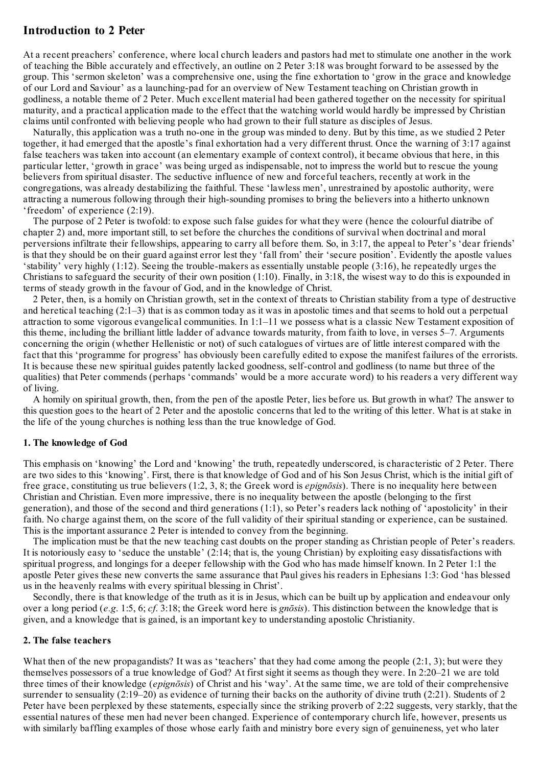## Introduction to 2 Peter

At a recent preachers' conference, where local church leaders and pastors had met to stimulate one another in the work of teaching the Bible accurately and effectively, an outline on 2 Peter 3:18 was brought forward to be assessed by the group. This 'sermon skeleton' was a comprehensive one, using the fine exhortation to 'grow in the grace and knowledge of our Lord and Saviour' as a launching-pad for an overview of New Testament teaching on Christian growth in godliness, a notable theme of 2 Peter. Much excellent material had been gathered together on the necessity for spiritual maturity, and a practical application made to the effect that the watching world would hardly be impressed by Christian claims until confronted with believing people who had grown to their full stature as disciples of Jesus.

Naturally, this application was a truth no-one in the group was minded to deny. But by this time, as we studied 2 Peter together, it had emerged that the apostle's final exhortation had a very different thrust. Once the warning of 3:17 against false teachers was taken into account (an elementary example of context control), it became obvious that here, in this particular letter, 'growth in grace' was being urged as indispensable, not to impress the world but to rescue the young believers from spiritual disaster. The seductive influence of new and forceful teachers, recently at work in the congregations, was already destabilizing the faithful. These 'lawless men', unrestrained by apostolic authority, were attracting a numerous following through their high-sounding promises to bring the believers into a hitherto unknown 'freedom' of experience (2:19).

The purpose of 2 Peter is twofold: to expose such false guides for what they were (hence the colourful diatribe of chapter 2) and, more important still, to set before the churches the conditions of survival when doctrinal and moral perversions infiltrate their fellowships, appearing to carry all before them. So, in 3:17, the appeal to Peter's 'dear friends' is that they should be on their guard against error lest they 'fall from' their 'secure position'. Evidently the apostle values 'stability' very highly (1:12). Seeing the trouble-makers as essentially unstable people (3:16), he repeatedly urges the Christians to safeguard the security of their own position (1:10). Finally, in 3:18, the wisest way to do this is expounded in terms of steady growth in the favour of God, and in the knowledge of Christ.

2 Peter, then, is a homily on Christian growth, set in the context of threats to Christian stability from a type of destructive and heretical teaching (2:1–3) that is as common today as it was in apostolic times and that seems to hold out a perpetual attraction to some vigorous evangelical communities. In 1:1–11 we possess what is a classic New Testament exposition of this theme, including the brilliant little ladder of advance towards maturity, from faith to love, in verses 5–7. Arguments concerning the origin (whether Hellenistic or not) of such catalogues of virtues are of little interest compared with the fact that this 'programme for progress' has obviously been carefully edited to expose the manifest failures of the errorists. It is because these new spiritual guides patently lacked goodness, self-control and godliness (to name but three of the qualities) that Peter commends (perhaps 'commands' would be a more accurate word) to his readers a very different way of living.

A homily on spiritual growth, then, from the pen of the apostle Peter, lies before us. But growth in what? The answer to this question goes to the heart of 2 Peter and the apostolic concerns that led to the writing of this letter. What is at stake in the life of the young churches is nothing less than the true knowledge of God.

### 1. The knowledge of God

This emphasis on 'knowing' the Lord and 'knowing' the truth, repeatedly underscored, is characteristic of 2 Peter. There are two sides to this 'knowing'. First, there is that knowledge of God and of his Son Jesus Christ, which is the initial gift of free grace, constituting us true believers (1:2, 3, 8; the Greek word is *epignōsis*). There is no inequality here between Christian and Christian. Even more impressive, there is no inequality between the apostle (belonging to the first generation), and those of the second and third generations (1:1), so Peter's readers lack nothing of 'apostolicity' in their faith. No charge against them, on the score of the full validity of their spiritual standing or experience, can be sustained. This is the important assurance 2 Peter is intended to convey from the beginning.

The implication must be that the new teaching cast doubts on the proper standing as Christian people of Peter's readers. It is notoriously easy to 'seduce the unstable' (2:14; that is, the young Christian) by exploiting easy dissatisfactions with spiritual progress, and longings for a deeper fellowship with the God who has made himself known. In 2 Peter 1:1 the apostle Peter gives these new converts the same assurance that Paul gives his readers in Ephesians 1:3: God 'has blessed us in the heavenly realms with every spiritual blessing in Christ'.

Secondly, there is that knowledge of the truth as it is in Jesus, which can be built up by application and endeavour only over a long period (*e.g.* 1:5, 6; *cf.* 3:18; the Greek word here is *gnōsis*). This distinction between the knowledge that is given, and a knowledge that is gained, is an important key to understanding apostolic Christianity.

### 2. The false teachers

What then of the new propagandists? It was as 'teachers' that they had come among the people (2:1, 3); but were they themselves possessors of a true knowledge of God? At first sight it seems as though they were. In 2:20–21 we are told three times of their knowledge (*epignōsis*) of Christ and his 'way'. At the same time, we are told of their comprehensive surrender to sensuality (2:19–20) as evidence of turning their backs on the authority of divine truth (2:21). Students of 2 Peter have been perplexed by these statements, especially since the striking proverb of 2:22 suggests, very starkly, that the essential natures of these men had never been changed. Experience of contemporary church life, however, presents us with similarly baffling examples of those whose early faith and ministry bore every sign of genuineness, yet who later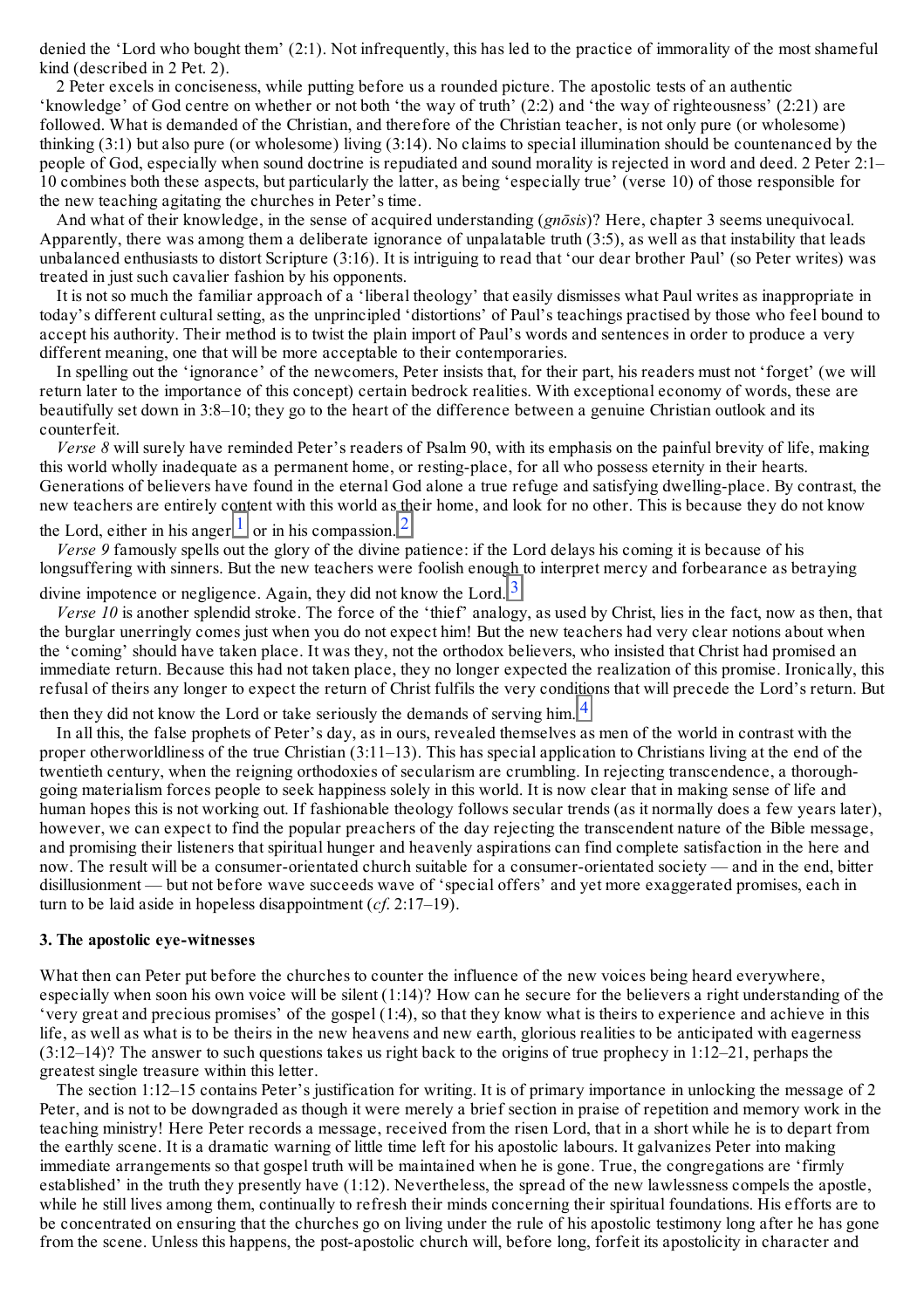denied the 'Lord who bought them' (2:1). Not infrequently, this has led to the practice of immorality of the most shameful kind (described in 2 Pet. 2).

2 Peter excels in conciseness, while putting before us a rounded picture. The apostolic tests of an authentic 'knowledge' of God centre on whether or not both 'the way of truth' (2:2) and 'the way of righteousness' (2:21) are followed. What is demanded of the Christian, and therefore of the Christian teacher, is not only pure (or wholesome) thinking (3:1) but also pure (or wholesome) living (3:14). No claims to special illumination should be countenanced by the people of God, especially when sound doctrine is repudiated and sound morality is rejected in word and deed. 2 Peter 2:1–10 combines both these aspects, but particularly the latter, as being 'especially true' (verse 10) of those responsible for the new teaching agitating the churches in Peter's time.

And what of their knowledge, in the sense of acquired understanding (*gnōsis*)? Here, chapter 3 seems unequivocal. Apparently, there was among them a deliberate ignorance of unpalatable truth (3:5), as well as that instability that leads unbalanced enthusiasts to distort Scripture (3:16). It is intriguing to read that 'our dear brother Paul' (so Peter writes) was treated in just such cavalier fashion by his opponents.

It is not so much the familiar approach of a 'liberal theology' that easily dismisses what Paul writes as inappropriate in today's different cultural setting, as the unprincipled 'distortions' of Paul's teachings practised by those who feel bound to accept his authority. Their method is to twist the plain import of Paul's words and sentences in order to produce a very different meaning, one that will be more acceptable to their contemporaries.

In spelling out the 'ignorance' of the newcomers, Peter insists that, for their part, his readers must not 'forget' (we will return later to the importance of this concept) certain bedrock realities. With exceptional economy of words, these are beautifully set down in 3:8–10; they go to the heart of the difference between a genuine Christian outlook and its counterfeit.

*Verse 8* will surely have reminded Peter's readers of Psalm 90, with its emphasis on the painful brevity of life, making this world wholly inadequate as a permanent home, or resting-place, for all who possess eternity in their hearts. Generations of believers have found in the eternal God alone a true refuge and satisfying dwelling-place. By contrast, the new teachers are entirely content with this world as their home, and look for no other. This is because they do not know the Lord, either in his anger[1] or in his compassion.[2]

*Verse 9* famously spells out the glory of the divine patience: if the Lord delays his coming it is because of his longsuffering with sinners. But the new teachers were foolish enough to interpret mercy and forbearance as betraying divine impotence or negligence. Again, they did not know the Lord.[3]

*Verse 10* is another splendid stroke. The force of the 'thief' analogy, as used by Christ, lies in the fact, now as then, that the burglar unerringly comes just when you do not expect him! But the new teachers had very clear notions about when the 'coming' should have taken place. It was they, not the orthodox believers, who insisted that Christ had promised an immediate return. Because this had not taken place, they no longer expected the realization of this promise. Ironically, this refusal of theirs any longer to expect the return of Christ fulfils the very conditions that will precede the Lord's return. But then they did not know the Lord or take seriously the demands of serving him.[4]

In all this, the false prophets of Peter's day, as in ours, revealed themselves as men of the world in contrast with the proper otherworldliness of the true Christian (3:11–13). This has special application to Christians living at the end of the twentieth century, when the reigning orthodoxies of secularism are crumbling. In rejecting transcendence, a thorough-going materialism forces people to seek happiness solely in this world. It is now clear that in making sense of life and human hopes this is not working out. If fashionable theology follows secular trends (as it normally does a few years later), however, we can expect to find the popular preachers of the day rejecting the transcendent nature of the Bible message, and promising their listeners that spiritual hunger and heavenly aspirations can find complete satisfaction in the here and now. The result will be a consumer-orientated church suitable for a consumer-orientated society — and in the end, bitter disillusionment — but not before wave succeeds wave of 'special offers' and yet more exaggerated promises, each in turn to be laid aside in hopeless disappointment (*cf.* 2:17–19).

### 3. The apostolic eye-witnesses

What then can Peter put before the churches to counter the influence of the new voices being heard everywhere, especially when soon his own voice will be silent (1:14)? How can he secure for the believers a right understanding of the 'very great and precious promises' of the gospel (1:4), so that they know what is theirs to experience and achieve in this life, as well as what is to be theirs in the new heavens and new earth, glorious realities to be anticipated with eagerness (3:12–14)? The answer to such questions takes us right back to the origins of true prophecy in 1:12–21, perhaps the greatest single treasure within this letter.

The section 1:12–15 contains Peter's justification for writing. It is of primary importance in unlocking the message of 2 Peter, and is not to be downgraded as though it were merely a brief section in praise of repetition and memory work in the teaching ministry! Here Peter records a message, received from the risen Lord, that in a short while he is to depart from the earthly scene. It is a dramatic warning of little time left for his apostolic labours. It galvanizes Peter into making immediate arrangements so that gospel truth will be maintained when he is gone. True, the congregations are 'firmly established' in the truth they presently have (1:12). Nevertheless, the spread of the new lawlessness compels the apostle, while he still lives among them, continually to refresh their minds concerning their spiritual foundations. His efforts are to be concentrated on ensuring that the churches go on living under the rule of his apostolic testimony long after he has gone from the scene. Unless this happens, the post-apostolic church will, before long, forfeit its apostolicity in character and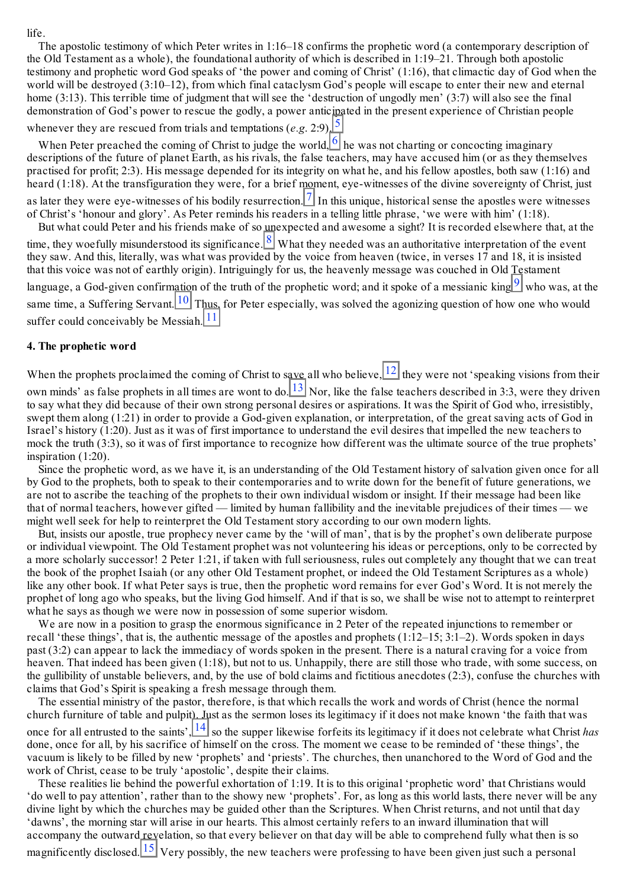life.

The apostolic testimony of which Peter writes in 1:16–18 confirms the prophetic word (a contemporary description of the Old Testament as a whole), the foundational authority of which is described in 1:19–21. Through both apostolic testimony and prophetic word God speaks of 'the power and coming of Christ' (1:16), that climactic day of God when the world will be destroyed (3:10–12), from which final cataclysm God's people will escape to enter their new and eternal home (3:13). This terrible time of judgment that will see the 'destruction of ungodly men' (3:7) will also see the final demonstration of God's power to rescue the godly, a power anticipated in the present experience of Christian people whenever they are rescued from trials and temptations (*e.g.* 2:9).[5]

When Peter preached the coming of Christ to judge the world,[6] he was not charting or concocting imaginary descriptions of the future of planet Earth, as his rivals, the false teachers, may have accused him (or as they themselves practised for profit; 2:3). His message depended for its integrity on what he, and his fellow apostles, both saw (1:16) and heard (1:18). At the transfiguration they were, for a brief moment, eye-witnesses of the divine sovereignty of Christ, just as later they were eye-witnesses of his bodily resurrection.[7] In this unique, historical sense the apostles were witnesses of Christ's 'honour and glory'. As Peter reminds his readers in a telling little phrase, 'we were with him' (1:18).

But what could Peter and his friends make of so unexpected and awesome a sight? It is recorded elsewhere that, at the time, they woefully misunderstood its significance.[8] What they needed was an authoritative interpretation of the event they saw. And this, literally, was what was provided by the voice from heaven (twice, in verses 17 and 18, it is insisted that this voice was not of earthly origin). Intriguingly for us, the heavenly message was couched in Old Testament language, a God-given confirmation of the truth of the prophetic word; and it spoke of a messianic king[9] who was, at the same time, a Suffering Servant.[10] Thus, for Peter especially, was solved the agonizing question of how one who would suffer could conceivably be Messiah.[11]

**4. The prophetic word**

When the prophets proclaimed the coming of Christ to save all who believe,[12] they were not 'speaking visions from their own minds' as false prophets in all times are wont to do.[13] Nor, like the false teachers described in 3:3, were they driven to say what they did because of their own strong personal desires or aspirations. It was the Spirit of God who, irresistibly, swept them along (1:21) in order to provide a God-given explanation, or interpretation, of the great saving acts of God in Israel's history (1:20). Just as it was of first importance to understand the evil desires that impelled the new teachers to mock the truth (3:3), so it was of first importance to recognize how different was the ultimate source of the true prophets' inspiration (1:20).

Since the prophetic word, as we have it, is an understanding of the Old Testament history of salvation given once for all by God to the prophets, both to speak to their contemporaries and to write down for the benefit of future generations, we are not to ascribe the teaching of the prophets to their own individual wisdom or insight. If their message had been like that of normal teachers, however gifted — limited by human fallibility and the inevitable prejudices of their times — we might well seek for help to reinterpret the Old Testament story according to our own modern lights.

But, insists our apostle, true prophecy never came by the 'will of man', that is by the prophet's own deliberate purpose or individual viewpoint. The Old Testament prophet was not volunteering his ideas or perceptions, only to be corrected by a more scholarly successor! 2 Peter 1:21, if taken with full seriousness, rules out completely any thought that we can treat the book of the prophet Isaiah (or any other Old Testament prophet, or indeed the Old Testament Scriptures as a whole) like any other book. If what Peter says is true, then the prophetic word remains for ever God's Word. It is not merely the prophet of long ago who speaks, but the living God himself. And if that is so, we shall be wise not to attempt to reinterpret what he says as though we were now in possession of some superior wisdom.

We are now in a position to grasp the enormous significance in 2 Peter of the repeated injunctions to remember or recall 'these things', that is, the authentic message of the apostles and prophets (1:12–15; 3:1–2). Words spoken in days past (3:2) can appear to lack the immediacy of words spoken in the present. There is a natural craving for a voice from heaven. That indeed has been given (1:18), but not to us. Unhappily, there are still those who trade, with some success, on the gullibility of unstable believers, and, by the use of bold claims and fictitious anecdotes (2:3), confuse the churches with claims that God's Spirit is speaking a fresh message through them.

The essential ministry of the pastor, therefore, is that which recalls the work and words of Christ (hence the normal church furniture of table and pulpit). Just as the sermon loses its legitimacy if it does not make known 'the faith that was once for all entrusted to the saints',[14] so the supper likewise forfeits its legitimacy if it does not celebrate what Christ *has* done, once for all, by his sacrifice of himself on the cross. The moment we cease to be reminded of 'these things', the vacuum is likely to be filled by new 'prophets' and 'priests'. The churches, then unanchored to the Word of God and the work of Christ, cease to be truly 'apostolic', despite their claims.

These realities lie behind the powerful exhortation of 1:19. It is to this original 'prophetic word' that Christians would 'do well to pay attention', rather than to the showy new 'prophets'. For, as long as this world lasts, there never will be any divine light by which the churches may be guided other than the Scriptures. When Christ returns, and not until that day 'dawns', the morning star will arise in our hearts. This almost certainly refers to an inward illumination that will accompany the outward revelation, so that every believer on that day will be able to comprehend fully what then is so magnificently disclosed.[15] Very possibly, the new teachers were professing to have been given just such a personal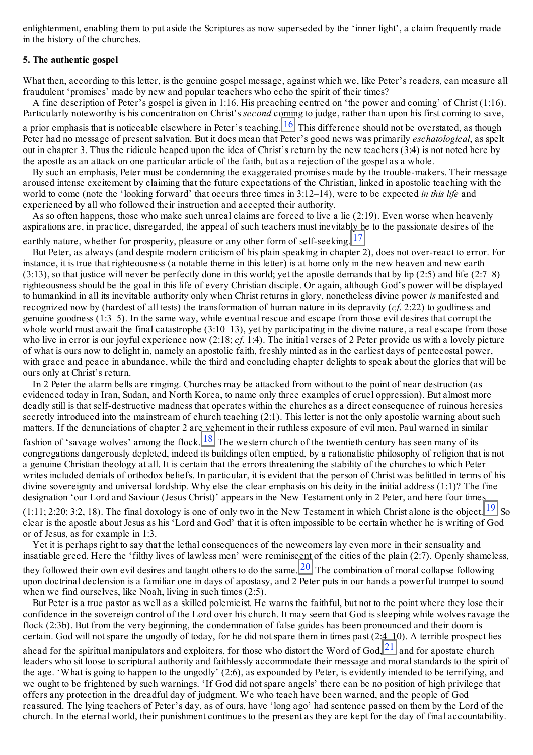enlightenment, enabling them to put aside the Scriptures as now superseded by the 'inner light', a claim frequently made in the history of the churches.

### 5. The authentic gospel

What then, according to this letter, is the genuine gospel message, against which we, like Peter's readers, can measure all fraudulent 'promises' made by new and popular teachers who echo the spirit of their times?

A fine description of Peter's gospel is given in 1:16. His preaching centred on 'the power and coming' of Christ (1:16). Particularly noteworthy is his concentration on Christ's *second* coming to judge, rather than upon his first coming to save, a prior emphasis that is noticeable elsewhere in Peter's teaching.[16] This difference should not be overstated, as though Peter had no message of present salvation. But it does mean that Peter's good news was primarily *eschatological*, as spelt out in chapter 3. Thus the ridicule heaped upon the idea of Christ's return by the new teachers (3:4) is not noted here by the apostle as an attack on one particular article of the faith, but as a rejection of the gospel as a whole.

By such an emphasis, Peter must be condemning the exaggerated promises made by the trouble-makers. Their message aroused intense excitement by claiming that the future expectations of the Christian, linked in apostolic teaching with the world to come (note the 'looking forward' that occurs three times in 3:12–14), were to be expected *in this life* and experienced by all who followed their instruction and accepted their authority.

As so often happens, those who make such unreal claims are forced to live a lie (2:19). Even worse when heavenly aspirations are, in practice, disregarded, the appeal of such teachers must inevitably be to the passionate desires of the earthly nature, whether for prosperity, pleasure or any other form of self-seeking.[17]

But Peter, as always (and despite modern criticism of his plain speaking in chapter 2), does not over-react to error. For instance, it is true that righteousness (a notable theme in this letter) is at home only in the new heaven and new earth (3:13), so that justice will never be perfectly done in this world; yet the apostle demands that by lip (2:5) and life (2:7–8) righteousness should be the goal in this life of every Christian disciple. Or again, although God's power will be displayed to humankind in all its inevitable authority only when Christ returns in glory, nonetheless divine power *is* manifested and recognized now by (hardest of all tests) the transformation of human nature in its depravity (*cf.* 2:22) to godliness and genuine goodness (1:3–5). In the same way, while eventual rescue and escape from those evil desires that corrupt the whole world must await the final catastrophe (3:10–13), yet by participating in the divine nature, a real escape from those who live in error is our joyful experience now (2:18; *cf.* 1:4). The initial verses of 2 Peter provide us with a lovely picture of what is ours now to delight in, namely an apostolic faith, freshly minted as in the earliest days of pentecostal power, with grace and peace in abundance, while the third and concluding chapter delights to speak about the glories that will be ours only at Christ's return.

In 2 Peter the alarm bells are ringing. Churches may be attacked from without to the point of near destruction (as evidenced today in Iran, Sudan, and North Korea, to name only three examples of cruel oppression). But almost more deadly still is that self-destructive madness that operates within the churches as a direct consequence of ruinous heresies secretly introduced into the mainstream of church teaching (2:1). This letter is not the only apostolic warning about such matters. If the denunciations of chapter 2 are vehement in their ruthless exposure of evil men, Paul warned in similar fashion of 'savage wolves' among the flock.[18] The western church of the twentieth century has seen many of its congregations dangerously depleted, indeed its buildings often emptied, by a rationalistic philosophy of religion that is not a genuine Christian theology at all. It is certain that the errors threatening the stability of the churches to which Peter writes included denials of orthodox beliefs. In particular, it is evident that the person of Christ was belittled in terms of his divine sovereignty and universal lordship. Why else the clear emphasis on his deity in the initial address (1:1)? The fine designation 'our Lord and Saviour (Jesus Christ)' appears in the New Testament only in 2 Peter, and here four times (1:11; 2:20; 3:2, 18). The final doxology is one of only two in the New Testament in which Christ alone is the object.[19] So clear is the apostle about Jesus as his 'Lord and God' that it is often impossible to be certain whether he is writing of God or of Jesus, as for example in 1:3.

Yet it is perhaps right to say that the lethal consequences of the newcomers lay even more in their sensuality and insatiable greed. Here the 'filthy lives of lawless men' were reminiscent of the cities of the plain (2:7). Openly shameless, they followed their own evil desires and taught others to do the same.[20] The combination of moral collapse following upon doctrinal declension is a familiar one in days of apostasy, and 2 Peter puts in our hands a powerful trumpet to sound when we find ourselves, like Noah, living in such times (2:5).

But Peter is a true pastor as well as a skilled polemicist. He warns the faithful, but not to the point where they lose their confidence in the sovereign control of the Lord over his church. It may seem that God is sleeping while wolves ravage the flock (2:3b). But from the very beginning, the condemnation of false guides has been pronounced and their doom is certain. God will not spare the ungodly of today, for he did not spare them in times past (2:4–10). A terrible prospect lies ahead for the spiritual manipulators and exploiters, for those who distort the Word of God,[21] and for apostate church leaders who sit loose to scriptural authority and faithlessly accommodate their message and moral standards to the spirit of the age. 'What is going to happen to the ungodly' (2:6), as expounded by Peter, is evidently intended to be terrifying, and we ought to be frightened by such warnings. 'If God did not spare angels' there can be no position of high privilege that offers any protection in the dreadful day of judgment. We who teach have been warned, and the people of God reassured. The lying teachers of Peter's day, as of ours, have 'long ago' had sentence passed on them by the Lord of the church. In the eternal world, their punishment continues to the present as they are kept for the day of final accountability.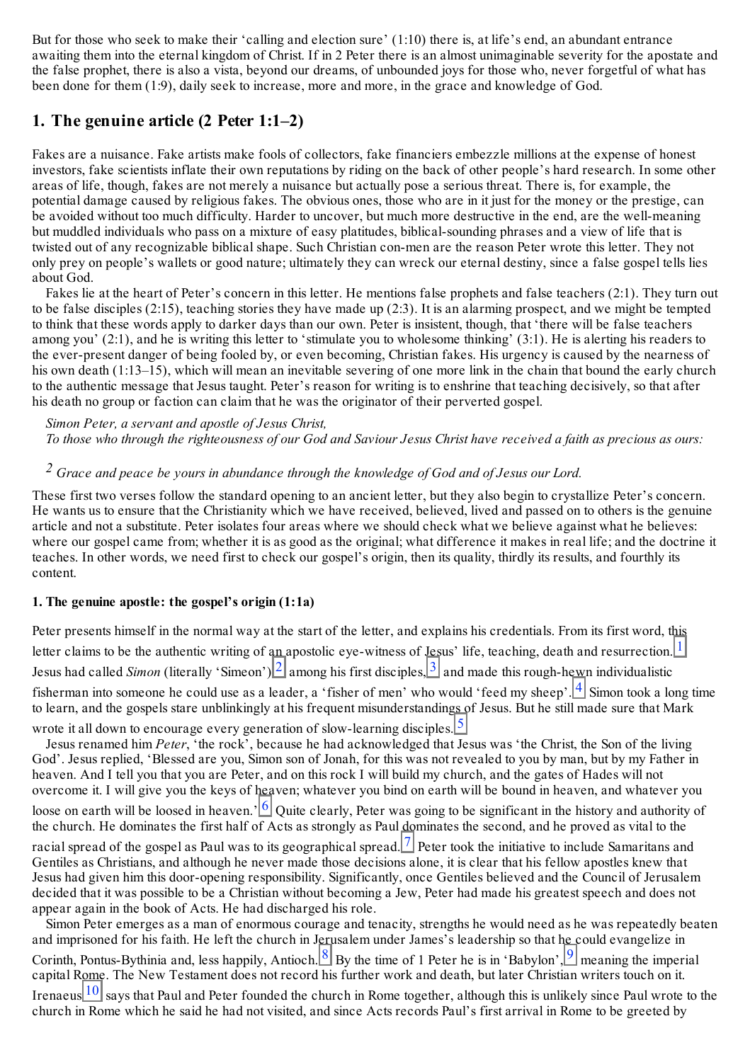But for those who seek to make their 'calling and election sure' (1:10) there is, at life's end, an abundant entrance awaiting them into the eternal kingdom of Christ. If in 2 Peter there is an almost unimaginable severity for the apostate and the false prophet, there is also a vista, beyond our dreams, of unbounded joys for those who, never forgetful of what has been done for them (1:9), daily seek to increase, more and more, in the grace and knowledge of God.

## 1. The genuine article (2 Peter 1:1–2)

Fakes are a nuisance. Fake artists make fools of collectors, fake financiers embezzle millions at the expense of honest investors, fake scientists inflate their own reputations by riding on the back of other people's hard research. In some other areas of life, though, fakes are not merely a nuisance but actually pose a serious threat. There is, for example, the potential damage caused by religious fakes. The obvious ones, those who are in it just for the money or the prestige, can be avoided without too much difficulty. Harder to uncover, but much more destructive in the end, are the well-meaning but muddled individuals who pass on a mixture of easy platitudes, biblical-sounding phrases and a view of life that is twisted out of any recognizable biblical shape. Such Christian con-men are the reason Peter wrote this letter. They not only prey on people's wallets or good nature; ultimately they can wreck our eternal destiny, since a false gospel tells lies about God.

Fakes lie at the heart of Peter's concern in this letter. He mentions false prophets and false teachers (2:1). They turn out to be false disciples (2:15), teaching stories they have made up (2:3). It is an alarming prospect, and we might be tempted to think that these words apply to darker days than our own. Peter is insistent, though, that 'there will be false teachers among you' (2:1), and he is writing this letter to 'stimulate you to wholesome thinking' (3:1). He is alerting his readers to the ever-present danger of being fooled by, or even becoming, Christian fakes. His urgency is caused by the nearness of his own death (1:13–15), which will mean an inevitable severing of one more link in the chain that bound the early church to the authentic message that Jesus taught. Peter's reason for writing is to enshrine that teaching decisively, so that after his death no group or faction can claim that he was the originator of their perverted gospel.

*Simon Peter, a servant and apostle of Jesus Christ,*
*To those who through the righteousness of our God and Saviour Jesus Christ have received a faith as precious as ours:*

*2 Grace and peace be yours in abundance through the knowledge of God and of Jesus our Lord.*

These first two verses follow the standard opening to an ancient letter, but they also begin to crystallize Peter's concern. He wants us to ensure that the Christianity which we have received, believed, lived and passed on to others is the genuine article and not a substitute. Peter isolates four areas where we should check what we believe against what he believes: where our gospel came from; whether it is as good as the original; what difference it makes in real life; and the doctrine it teaches. In other words, we need first to check our gospel's origin, then its quality, thirdly its results, and fourthly its content.

#### 1. The genuine apostle: the gospel's origin (1:1a)

Peter presents himself in the normal way at the start of the letter, and explains his credentials. From its first word, this letter claims to be the authentic writing of an apostolic eye-witness of Jesus' life, teaching, death and resurrection.[1] Jesus had called *Simon* (literally 'Simeon')[2] among his first disciples,[3] and made this rough-hewn individualistic fisherman into someone he could use as a leader, a 'fisher of men' who would 'feed my sheep'.[4] Simon took a long time to learn, and the gospels stare unblinkingly at his frequent misunderstandings of Jesus. But he still made sure that Mark wrote it all down to encourage every generation of slow-learning disciples.[5]

Jesus renamed him *Peter*, 'the rock', because he had acknowledged that Jesus was 'the Christ, the Son of the living God'. Jesus replied, 'Blessed are you, Simon son of Jonah, for this was not revealed to you by man, but by my Father in heaven. And I tell you that you are Peter, and on this rock I will build my church, and the gates of Hades will not overcome it. I will give you the keys of heaven; whatever you bind on earth will be bound in heaven, and whatever you loose on earth will be loosed in heaven.'[6] Quite clearly, Peter was going to be significant in the history and authority of the church. He dominates the first half of Acts as strongly as Paul dominates the second, and he proved as vital to the racial spread of the gospel as Paul was to its geographical spread.[7] Peter took the initiative to include Samaritans and Gentiles as Christians, and although he never made those decisions alone, it is clear that his fellow apostles knew that Jesus had given him this door-opening responsibility. Significantly, once Gentiles believed and the Council of Jerusalem decided that it was possible to be a Christian without becoming a Jew, Peter had made his greatest speech and does not appear again in the book of Acts. He had discharged his role.

Simon Peter emerges as a man of enormous courage and tenacity, strengths he would need as he was repeatedly beaten and imprisoned for his faith. He left the church in Jerusalem under James's leadership so that he could evangelize in Corinth, Pontus-Bythinia and, less happily, Antioch.[8] By the time of 1 Peter he is in 'Babylon',[9] meaning the imperial capital Rome. The New Testament does not record his further work and death, but later Christian writers touch on it. Irenaeus[10] says that Paul and Peter founded the church in Rome together, although this is unlikely since Paul wrote to the church in Rome which he said he had not visited, and since Acts records Paul's first arrival in Rome to be greeted by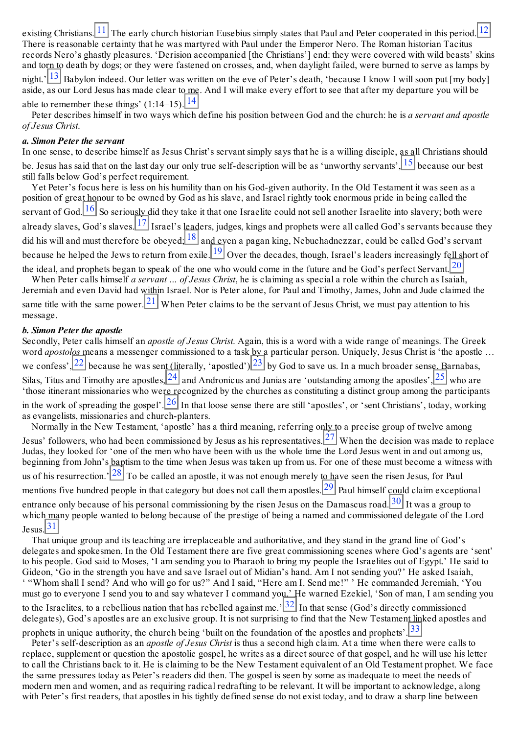existing Christians.[11] The early church historian Eusebius simply states that Paul and Peter cooperated in this period.[12] There is reasonable certainty that he was martyred with Paul under the Emperor Nero. The Roman historian Tacitus records Nero's ghastly pleasures. 'Derision accompanied [the Christians'] end: they were covered with wild beasts' skins and torn to death by dogs; or they were fastened on crosses, and, when daylight failed, were burned to serve as lamps by night.'[13] Babylon indeed. Our letter was written on the eve of Peter's death, 'because I know I will soon put [my body] aside, as our Lord Jesus has made clear to me. And I will make every effort to see that after my departure you will be able to remember these things' (1:14–15).[14]

Peter describes himself in two ways which define his position between God and the church: he is *a servant and apostle of Jesus Christ*.

**a. Simon Peter the servant**

In one sense, to describe himself as Jesus Christ's servant simply says that he is a willing disciple, as all Christians should be. Jesus has said that on the last day our only true self-description will be as 'unworthy servants',[15] because our best still falls below God's perfect requirement.

Yet Peter's focus here is less on his humility than on his God-given authority. In the Old Testament it was seen as a position of great honour to be owned by God as his slave, and Israel rightly took enormous pride in being called the servant of God.[16] So seriously did they take it that one Israelite could not sell another Israelite into slavery; both were already slaves, God's slaves.[17] Israel's leaders, judges, kings and prophets were all called God's servants because they did his will and must therefore be obeyed;[18] and even a pagan king, Nebuchadnezzar, could be called God's servant because he helped the Jews to return from exile.[19] Over the decades, though, Israel's leaders increasingly fell short of the ideal, and prophets began to speak of the one who would come in the future and be God's perfect Servant.[20]

When Peter calls himself *a servant … of Jesus Christ*, he is claiming as special a role within the church as Isaiah, Jeremiah and even David had within Israel. Nor is Peter alone, for Paul and Timothy, James, John and Jude claimed the same title with the same power.[21] When Peter claims to be the servant of Jesus Christ, we must pay attention to his message.

**b. Simon Peter the apostle**

Secondly, Peter calls himself an *apostle of Jesus Christ*. Again, this is a word with a wide range of meanings. The Greek word *apostolos* means a messenger commissioned to a task by a particular person. Uniquely, Jesus Christ is 'the apostle … we confess',[22] because he was sent (literally, 'apostled')[23] by God to save us. In a much broader sense, Barnabas, Silas, Titus and Timothy are apostles,[24] and Andronicus and Junias are 'outstanding among the apostles',[25] who are 'those itinerant missionaries who were recognized by the churches as constituting a distinct group among the participants in the work of spreading the gospel'.[26] In that loose sense there are still 'apostles', or 'sent Christians', today, working as evangelists, missionaries and church-planters.

Normally in the New Testament, 'apostle' has a third meaning, referring only to a precise group of twelve among Jesus' followers, who had been commissioned by Jesus as his representatives.[27] When the decision was made to replace Judas, they looked for 'one of the men who have been with us the whole time the Lord Jesus went in and out among us, beginning from John's baptism to the time when Jesus was taken up from us. For one of these must become a witness with us of his resurrection.'[28] To be called an apostle, it was not enough merely to have seen the risen Jesus, for Paul mentions five hundred people in that category but does not call them apostles.[29] Paul himself could claim exceptional entrance only because of his personal commissioning by the risen Jesus on the Damascus road.[30] It was a group to which many people wanted to belong because of the prestige of being a named and commissioned delegate of the Lord Jesus.[31]

That unique group and its teaching are irreplaceable and authoritative, and they stand in the grand line of God's delegates and spokesmen. In the Old Testament there are five great commissioning scenes where God's agents are 'sent' to his people. God said to Moses, 'I am sending you to Pharaoh to bring my people the Israelites out of Egypt.' He said to Gideon, 'Go in the strength you have and save Israel out of Midian's hand. Am I not sending you?' He asked Isaiah, ' "Whom shall I send? And who will go for us?" And I said, "Here am I. Send me!" ' He commanded Jeremiah, 'You must go to everyone I send you to and say whatever I command you.' He warned Ezekiel, 'Son of man, I am sending you to the Israelites, to a rebellious nation that has rebelled against me.'[32] In that sense (God's directly commissioned delegates), God's apostles are an exclusive group. It is not surprising to find that the New Testament linked apostles and prophets in unique authority, the church being 'built on the foundation of the apostles and prophets'.[33]

Peter's self-description as an *apostle of Jesus Christ* is thus a second high claim. At a time when there were calls to replace, supplement or question the apostolic gospel, he writes as a direct source of that gospel, and he will use his letter to call the Christians back to it. He is claiming to be the New Testament equivalent of an Old Testament prophet. We face the same pressures today as Peter's readers did then. The gospel is seen by some as inadequate to meet the needs of modern men and women, and as requiring radical redrafting to be relevant. It will be important to acknowledge, along with Peter's first readers, that apostles in his tightly defined sense do not exist today, and to draw a sharp line between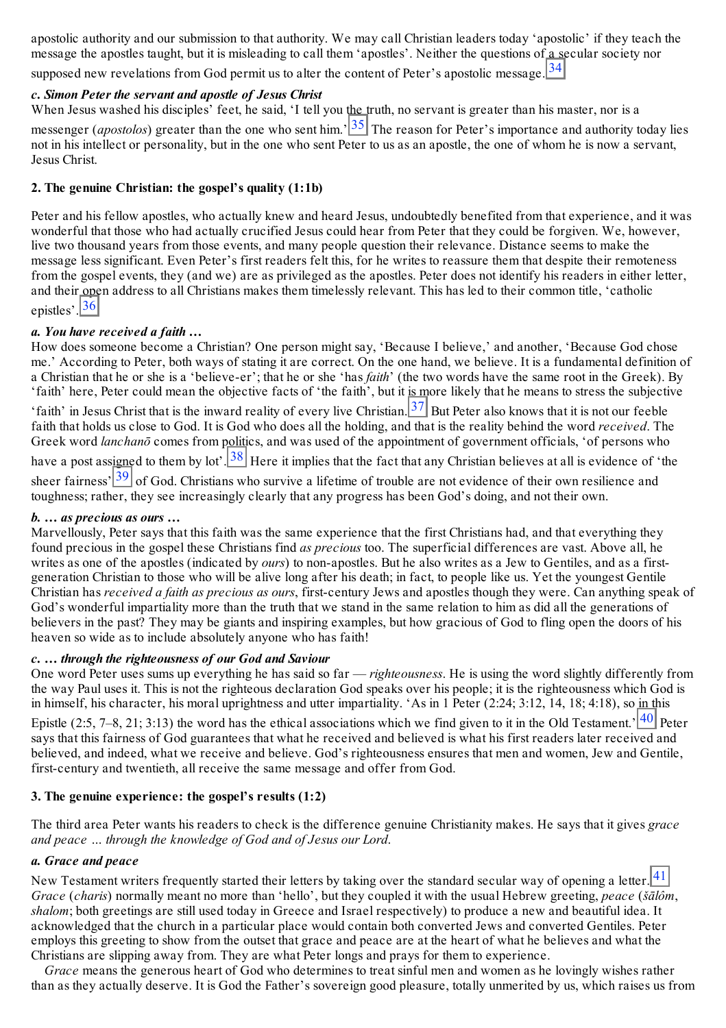apostolic authority and our submission to that authority. We may call Christian leaders today 'apostolic' if they teach the message the apostles taught, but it is misleading to call them 'apostles'. Neither the questions of a secular society nor supposed new revelations from God permit us to alter the content of Peter's apostolic message.[34]

***c. Simon Peter the servant and apostle of Jesus Christ***

When Jesus washed his disciples' feet, he said, 'I tell you the truth, no servant is greater than his master, nor is a messenger (*apostolos*) greater than the one who sent him.'[35] The reason for Peter's importance and authority today lies not in his intellect or personality, but in the one who sent Peter to us as an apostle, the one of whom he is now a servant, Jesus Christ.

### 2. The genuine Christian: the gospel's quality (1:1b)

Peter and his fellow apostles, who actually knew and heard Jesus, undoubtedly benefited from that experience, and it was wonderful that those who had actually crucified Jesus could hear from Peter that they could be forgiven. We, however, live two thousand years from those events, and many people question their relevance. Distance seems to make the message less significant. Even Peter's first readers felt this, for he writes to reassure them that despite their remoteness from the gospel events, they (and we) are as privileged as the apostles. Peter does not identify his readers in either letter, and their open address to all Christians makes them timelessly relevant. This has led to their common title, 'catholic epistles'.[36]

***a. You have received a faith …***

How does someone become a Christian? One person might say, 'Because I believe,' and another, 'Because God chose me.' According to Peter, both ways of stating it are correct. On the one hand, we believe. It is a fundamental definition of a Christian that he or she is a 'believe-er'; that he or she 'has *faith*' (the two words have the same root in the Greek). By 'faith' here, Peter could mean the objective facts of 'the faith', but it is more likely that he means to stress the subjective 'faith' in Jesus Christ that is the inward reality of every live Christian.[37] But Peter also knows that it is not our feeble faith that holds us close to God. It is God who does all the holding, and that is the reality behind the word *received*. The Greek word *lanchanō* comes from politics, and was used of the appointment of government officials, 'of persons who have a post assigned to them by lot'.[38] Here it implies that the fact that any Christian believes at all is evidence of 'the sheer fairness'[39] of God. Christians who survive a lifetime of trouble are not evidence of their own resilience and toughness; rather, they see increasingly clearly that any progress has been God's doing, and not their own.

***b. … as precious as ours …***

Marvellously, Peter says that this faith was the same experience that the first Christians had, and that everything they found precious in the gospel these Christians find *as precious* too. The superficial differences are vast. Above all, he writes as one of the apostles (indicated by *ours*) to non-apostles. But he also writes as a Jew to Gentiles, and as a first-generation Christian to those who will be alive long after his death; in fact, to people like us. Yet the youngest Gentile Christian has *received a faith as precious as ours*, first-century Jews and apostles though they were. Can anything speak of God's wonderful impartiality more than the truth that we stand in the same relation to him as did all the generations of believers in the past? They may be giants and inspiring examples, but how gracious of God to fling open the doors of his heaven so wide as to include absolutely anyone who has faith!

***c. … through the righteousness of our God and Saviour***

One word Peter uses sums up everything he has said so far — *righteousness*. He is using the word slightly differently from the way Paul uses it. This is not the righteous declaration God speaks over his people; it is the righteousness which God is in himself, his character, his moral uprightness and utter impartiality. 'As in 1 Peter (2:24; 3:12, 14, 18; 4:18), so in this Epistle (2:5, 7–8, 21; 3:13) the word has the ethical associations which we find given to it in the Old Testament.'[40] Peter says that this fairness of God guarantees that what he received and believed is what his first readers later received and believed, and indeed, what we receive and believe. God's righteousness ensures that men and women, Jew and Gentile, first-century and twentieth, all receive the same message and offer from God.

### 3. The genuine experience: the gospel's results (1:2)

The third area Peter wants his readers to check is the difference genuine Christianity makes. He says that it gives *grace and peace … through the knowledge of God and of Jesus our Lord.*

***a. Grace and peace***

New Testament writers frequently started their letters by taking over the standard secular way of opening a letter.[41] *Grace* (*charis*) normally meant no more than 'hello', but they coupled it with the usual Hebrew greeting, *peace* (*šālôm*, *shalom*; both greetings are still used today in Greece and Israel respectively) to produce a new and beautiful idea. It acknowledged that the church in a particular place would contain both converted Jews and converted Gentiles. Peter employs this greeting to show from the outset that grace and peace are at the heart of what he believes and what the Christians are slipping away from. They are what Peter longs and prays for them to experience.

*Grace* means the generous heart of God who determines to treat sinful men and women as he lovingly wishes rather than as they actually deserve. It is God the Father's sovereign good pleasure, totally unmerited by us, which raises us from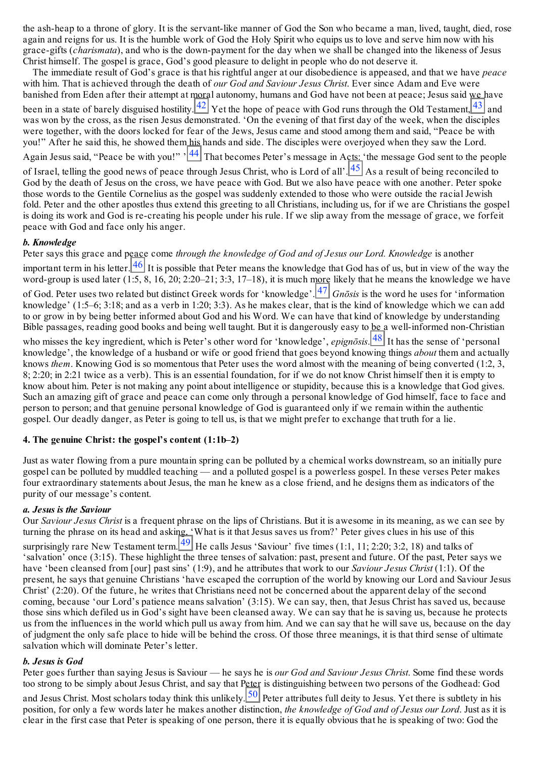the ash-heap to a throne of glory. It is the servant-like manner of God the Son who became a man, lived, taught, died, rose again and reigns for us. It is the humble work of God the Holy Spirit who equips us to love and serve him now with his grace-gifts (*charismata*), and who is the down-payment for the day when we shall be changed into the likeness of Jesus Christ himself. The gospel is grace, God's good pleasure to delight in people who do not deserve it.

The immediate result of God's grace is that his rightful anger at our disobedience is appeased, and that we have *peace* with him. That is achieved through the death of *our God and Saviour Jesus Christ*. Ever since Adam and Eve were banished from Eden after their attempt at moral autonomy, humans and God have not been at peace; Jesus said we have been in a state of barely disguised hostility.[42] Yet the hope of peace with God runs through the Old Testament,[43] and was won by the cross, as the risen Jesus demonstrated. 'On the evening of that first day of the week, when the disciples were together, with the doors locked for fear of the Jews, Jesus came and stood among them and said, "Peace be with you!" After he said this, he showed them his hands and side. The disciples were overjoyed when they saw the Lord. Again Jesus said, "Peace be with you!" '[44] That becomes Peter's message in Acts: 'the message God sent to the people of Israel, telling the good news of peace through Jesus Christ, who is Lord of all'.[45] As a result of being reconciled to God by the death of Jesus on the cross, we have peace with God. But we also have peace with one another. Peter spoke those words to the Gentile Cornelius as the gospel was suddenly extended to those who were outside the racial Jewish fold. Peter and the other apostles thus extend this greeting to all Christians, including us, for if we are Christians the gospel is doing its work and God is re-creating his people under his rule. If we slip away from the message of grace, we forfeit peace with God and face only his anger.

### *b. Knowledge*

Peter says this grace and peace come *through the knowledge of God and of Jesus our Lord. Knowledge* is another important term in his letter.[46] It is possible that Peter means the knowledge that God has of us, but in view of the way the word-group is used later (1:5, 8, 16, 20; 2:20–21; 3:3, 17–18), it is much more likely that he means the knowledge we have of God. Peter uses two related but distinct Greek words for 'knowledge'.[47] *Gnōsis* is the word he uses for 'information knowledge' (1:5–6; 3:18; and as a verb in 1:20; 3:3). As he makes clear, that is the kind of knowledge which we can add to or grow in by being better informed about God and his Word. We can have that kind of knowledge by understanding Bible passages, reading good books and being well taught. But it is dangerously easy to be a well-informed non-Christian who misses the key ingredient, which is Peter's other word for 'knowledge', *epignōsis*.[48] It has the sense of 'personal knowledge', the knowledge of a husband or wife or good friend that goes beyond knowing things *about* them and actually knows *them*. Knowing God is so momentous that Peter uses the word almost with the meaning of being converted (1:2, 3, 8; 2:20; in 2:21 twice as a verb). This is an essential foundation, for if we do not know Christ himself then it is empty to know about him. Peter is not making any point about intelligence or stupidity, because this is a knowledge that God gives. Such an amazing gift of grace and peace can come only through a personal knowledge of God himself, face to face and person to person; and that genuine personal knowledge of God is guaranteed only if we remain within the authentic gospel. Our deadly danger, as Peter is going to tell us, is that we might prefer to exchange that truth for a lie.

## 4. The genuine Christ: the gospel's content (1:1b–2)

Just as water flowing from a pure mountain spring can be polluted by a chemical works downstream, so an initially pure gospel can be polluted by muddled teaching — and a polluted gospel is a powerless gospel. In these verses Peter makes four extraordinary statements about Jesus, the man he knew as a close friend, and he designs them as indicators of the purity of our message's content.

### *a. Jesus is the Saviour*

Our *Saviour Jesus Christ* is a frequent phrase on the lips of Christians. But it is awesome in its meaning, as we can see by turning the phrase on its head and asking, 'What is it that Jesus saves us from?' Peter gives clues in his use of this surprisingly rare New Testament term.[49] He calls Jesus 'Saviour' five times (1:1, 11; 2:20; 3:2, 18) and talks of 'salvation' once (3:15). These highlight the three tenses of salvation: past, present and future. Of the past, Peter says we have 'been cleansed from [our] past sins' (1:9), and he attributes that work to our *Saviour Jesus Christ* (1:1). Of the present, he says that genuine Christians 'have escaped the corruption of the world by knowing our Lord and Saviour Jesus Christ' (2:20). Of the future, he writes that Christians need not be concerned about the apparent delay of the second coming, because 'our Lord's patience means salvation' (3:15). We can say, then, that Jesus Christ has saved us, because those sins which defiled us in God's sight have been cleansed away. We can say that he is saving us, because he protects us from the influences in the world which pull us away from him. And we can say that he will save us, because on the day of judgment the only safe place to hide will be behind the cross. Of those three meanings, it is that third sense of ultimate salvation which will dominate Peter's letter.

### *b. Jesus is God*

Peter goes further than saying Jesus is Saviour — he says he is *our God and Saviour Jesus Christ*. Some find these words too strong to be simply about Jesus Christ, and say that Peter is distinguishing between two persons of the Godhead: God and Jesus Christ. Most scholars today think this unlikely.[50] Peter attributes full deity to Jesus. Yet there is subtlety in his position, for only a few words later he makes another distinction, *the knowledge of God and of Jesus our Lord*. Just as it is clear in the first case that Peter is speaking of one person, there it is equally obvious that he is speaking of two: God the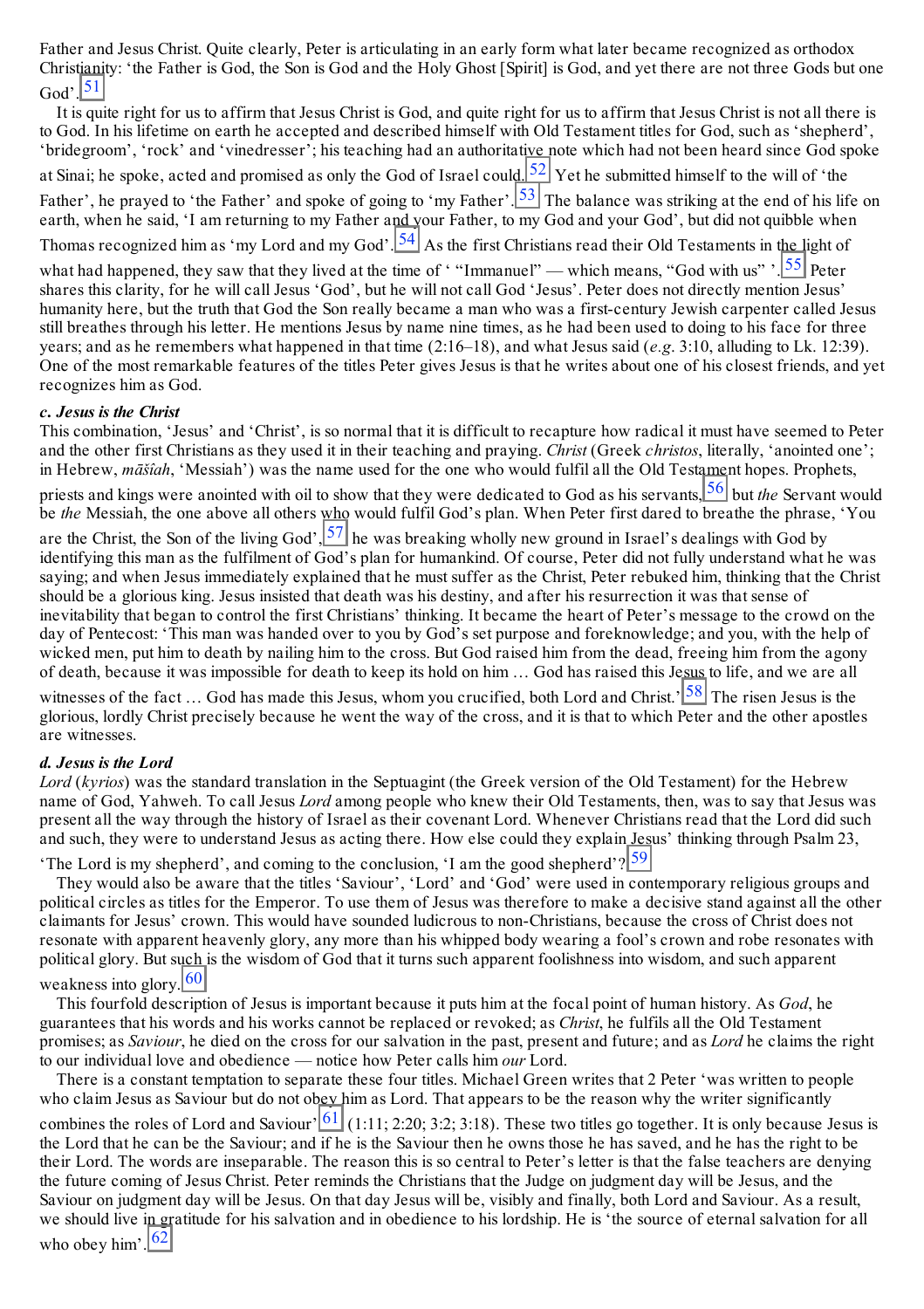Father and Jesus Christ. Quite clearly, Peter is articulating in an early form what later became recognized as orthodox Christianity: 'the Father is God, the Son is God and the Holy Ghost [Spirit] is God, and yet there are not three Gods but one God'.[51]

It is quite right for us to affirm that Jesus Christ is God, and quite right for us to affirm that Jesus Christ is not all there is to God. In his lifetime on earth he accepted and described himself with Old Testament titles for God, such as 'shepherd', 'bridegroom', 'rock' and 'vinedresser'; his teaching had an authoritative note which had not been heard since God spoke at Sinai; he spoke, acted and promised as only the God of Israel could.[52] Yet he submitted himself to the will of 'the Father', he prayed to 'the Father' and spoke of going to 'my Father'.[53] The balance was striking at the end of his life on earth, when he said, 'I am returning to my Father and your Father, to my God and your God', but did not quibble when Thomas recognized him as 'my Lord and my God'.[54] As the first Christians read their Old Testaments in the light of what had happened, they saw that they lived at the time of ' "Immanuel" — which means, "God with us" '.[55] Peter shares this clarity, for he will call Jesus 'God', but he will not call God 'Jesus'. Peter does not directly mention Jesus' humanity here, but the truth that God the Son really became a man who was a first-century Jewish carpenter called Jesus still breathes through his letter. He mentions Jesus by name nine times, as he had been used to doing to his face for three years; and as he remembers what happened in that time (2:16–18), and what Jesus said (*e.g.* 3:10, alluding to Lk. 12:39). One of the most remarkable features of the titles Peter gives Jesus is that he writes about one of his closest friends, and yet recognizes him as God.

### *c. Jesus is the Christ*

This combination, 'Jesus' and 'Christ', is so normal that it is difficult to recapture how radical it must have seemed to Peter and the other first Christians as they used it in their teaching and praying. *Christ* (Greek *christos*, literally, 'anointed one'; in Hebrew, *māšîaḥ*, 'Messiah') was the name used for the one who would fulfil all the Old Testament hopes. Prophets, priests and kings were anointed with oil to show that they were dedicated to God as his servants,[56] but *the* Servant would be *the* Messiah, the one above all others who would fulfil God's plan. When Peter first dared to breathe the phrase, 'You are the Christ, the Son of the living God',[57] he was breaking wholly new ground in Israel's dealings with God by identifying this man as the fulfilment of God's plan for humankind. Of course, Peter did not fully understand what he was saying; and when Jesus immediately explained that he must suffer as the Christ, Peter rebuked him, thinking that the Christ should be a glorious king. Jesus insisted that death was his destiny, and after his resurrection it was that sense of inevitability that began to control the first Christians' thinking. It became the heart of Peter's message to the crowd on the day of Pentecost: 'This man was handed over to you by God's set purpose and foreknowledge; and you, with the help of wicked men, put him to death by nailing him to the cross. But God raised him from the dead, freeing him from the agony of death, because it was impossible for death to keep its hold on him … God has raised this Jesus to life, and we are all witnesses of the fact … God has made this Jesus, whom you crucified, both Lord and Christ.'[58] The risen Jesus is the glorious, lordly Christ precisely because he went the way of the cross, and it is that to which Peter and the other apostles are witnesses.

### *d. Jesus is the Lord*

*Lord* (*kyrios*) was the standard translation in the Septuagint (the Greek version of the Old Testament) for the Hebrew name of God, Yahweh. To call Jesus *Lord* among people who knew their Old Testaments, then, was to say that Jesus was present all the way through the history of Israel as their covenant Lord. Whenever Christians read that the Lord did such and such, they were to understand Jesus as acting there. How else could they explain Jesus' thinking through Psalm 23, 'The Lord is my shepherd', and coming to the conclusion, 'I am the good shepherd'?[59]

They would also be aware that the titles 'Saviour', 'Lord' and 'God' were used in contemporary religious groups and political circles as titles for the Emperor. To use them of Jesus was therefore to make a decisive stand against all the other claimants for Jesus' crown. This would have sounded ludicrous to non-Christians, because the cross of Christ does not resonate with apparent heavenly glory, any more than his whipped body wearing a fool's crown and robe resonates with political glory. But such is the wisdom of God that it turns such apparent foolishness into wisdom, and such apparent weakness into glory.[60]

This fourfold description of Jesus is important because it puts him at the focal point of human history. As *God*, he guarantees that his words and his works cannot be replaced or revoked; as *Christ*, he fulfils all the Old Testament promises; as *Saviour*, he died on the cross for our salvation in the past, present and future; and as *Lord* he claims the right to our individual love and obedience — notice how Peter calls him *our* Lord.

There is a constant temptation to separate these four titles. Michael Green writes that 2 Peter 'was written to people who claim Jesus as Saviour but do not obey him as Lord. That appears to be the reason why the writer significantly combines the roles of Lord and Saviour'[61] (1:11; 2:20; 3:2; 3:18). These two titles go together. It is only because Jesus is the Lord that he can be the Saviour; and if he is the Saviour then he owns those he has saved, and he has the right to be their Lord. The words are inseparable. The reason this is so central to Peter's letter is that the false teachers are denying the future coming of Jesus Christ. Peter reminds the Christians that the Judge on judgment day will be Jesus, and the Saviour on judgment day will be Jesus. On that day Jesus will be, visibly and finally, both Lord and Saviour. As a result, we should live in gratitude for his salvation and in obedience to his lordship. He is 'the source of eternal salvation for all who obey him'.[62]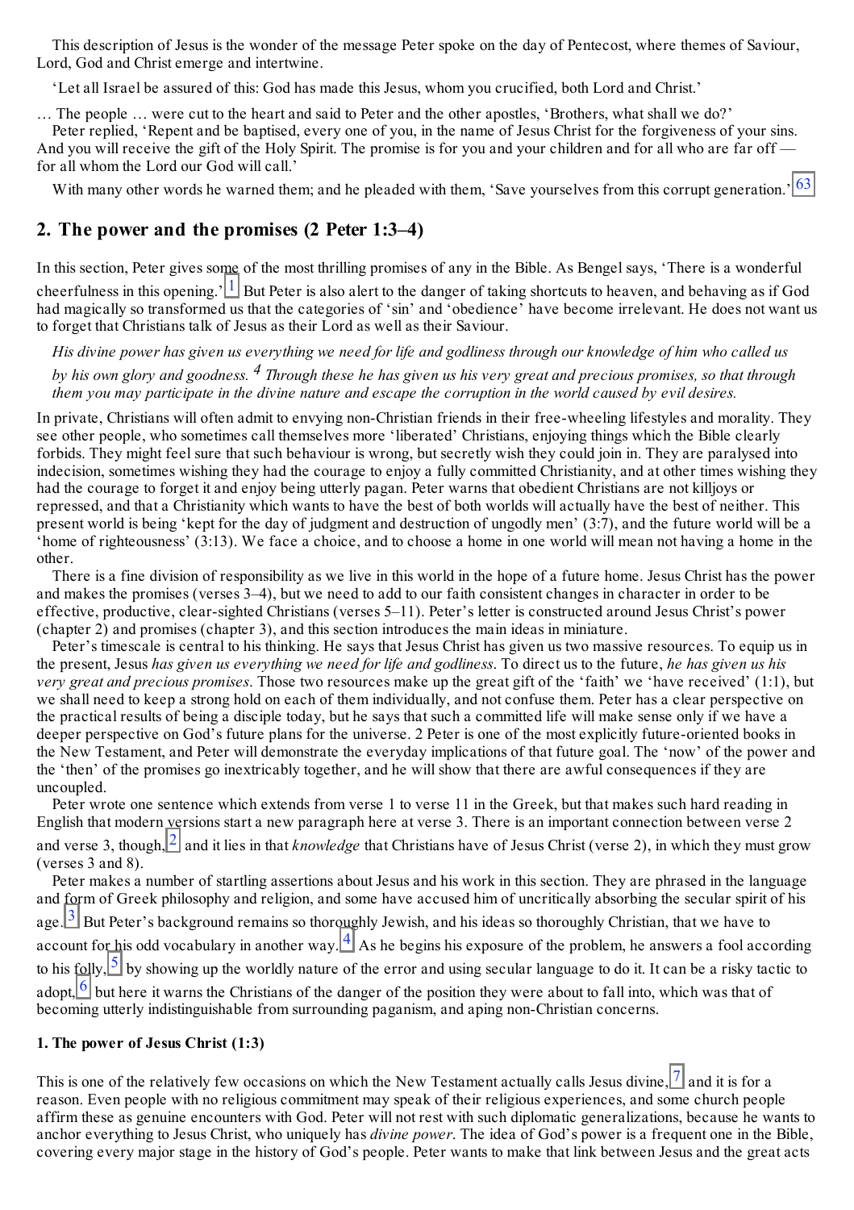This description of Jesus is the wonder of the message Peter spoke on the day of Pentecost, where themes of Saviour, Lord, God and Christ emerge and intertwine.

'Let all Israel be assured of this: God has made this Jesus, whom you crucified, both Lord and Christ.'

… The people … were cut to the heart and said to Peter and the other apostles, 'Brothers, what shall we do?'

Peter replied, 'Repent and be baptised, every one of you, in the name of Jesus Christ for the forgiveness of your sins. And you will receive the gift of the Holy Spirit. The promise is for you and your children and for all who are far off — for all whom the Lord our God will call.'

With many other words he warned them; and he pleaded with them, 'Save yourselves from this corrupt generation.'[63]

## 2. The power and the promises (2 Peter 1:3–4)

In this section, Peter gives some of the most thrilling promises of any in the Bible. As Bengel says, 'There is a wonderful cheerfulness in this opening.'[1] But Peter is also alert to the danger of taking shortcuts to heaven, and behaving as if God had magically so transformed us that the categories of 'sin' and 'obedience' have become irrelevant. He does not want us to forget that Christians talk of Jesus as their Lord as well as their Saviour.

*His divine power has given us everything we need for life and godliness through our knowledge of him who called us by his own glory and goodness. [4] Through these he has given us his very great and precious promises, so that through them you may participate in the divine nature and escape the corruption in the world caused by evil desires.*

In private, Christians will often admit to envying non-Christian friends in their free-wheeling lifestyles and morality. They see other people, who sometimes call themselves more 'liberated' Christians, enjoying things which the Bible clearly forbids. They might feel sure that such behaviour is wrong, but secretly wish they could join in. They are paralysed into indecision, sometimes wishing they had the courage to enjoy a fully committed Christianity, and at other times wishing they had the courage to forget it and enjoy being utterly pagan. Peter warns that obedient Christians are not killjoys or repressed, and that a Christianity which wants to have the best of both worlds will actually have the best of neither. This present world is being 'kept for the day of judgment and destruction of ungodly men' (3:7), and the future world will be a 'home of righteousness' (3:13). We face a choice, and to choose a home in one world will mean not having a home in the other.

There is a fine division of responsibility as we live in this world in the hope of a future home. Jesus Christ has the power and makes the promises (verses 3–4), but we need to add to our faith consistent changes in character in order to be effective, productive, clear-sighted Christians (verses 5–11). Peter's letter is constructed around Jesus Christ's power (chapter 2) and promises (chapter 3), and this section introduces the main ideas in miniature.

Peter's timescale is central to his thinking. He says that Jesus Christ has given us two massive resources. To equip us in the present, Jesus *has given us everything we need for life and godliness*. To direct us to the future, *he has given us his very great and precious promises*. Those two resources make up the great gift of the 'faith' we 'have received' (1:1), but we shall need to keep a strong hold on each of them individually, and not confuse them. Peter has a clear perspective on the practical results of being a disciple today, but he says that such a committed life will make sense only if we have a deeper perspective on God's future plans for the universe. 2 Peter is one of the most explicitly future-oriented books in the New Testament, and Peter will demonstrate the everyday implications of that future goal. The 'now' of the power and the 'then' of the promises go inextricably together, and he will show that there are awful consequences if they are uncoupled.

Peter wrote one sentence which extends from verse 1 to verse 11 in the Greek, but that makes such hard reading in English that modern versions start a new paragraph here at verse 3. There is an important connection between verse 2 and verse 3, though,[2] and it lies in that *knowledge* that Christians have of Jesus Christ (verse 2), in which they must grow (verses 3 and 8).

Peter makes a number of startling assertions about Jesus and his work in this section. They are phrased in the language and form of Greek philosophy and religion, and some have accused him of uncritically absorbing the secular spirit of his age.[3] But Peter's background remains so thoroughly Jewish, and his ideas so thoroughly Christian, that we have to account for his odd vocabulary in another way.[4] As he begins his exposure of the problem, he answers a fool according to his folly,[5] by showing up the worldly nature of the error and using secular language to do it. It can be a risky tactic to adopt,[6] but here it warns the Christians of the danger of the position they were about to fall into, which was that of becoming utterly indistinguishable from surrounding paganism, and aping non-Christian concerns.

### 1. The power of Jesus Christ (1:3)

This is one of the relatively few occasions on which the New Testament actually calls Jesus divine,[7] and it is for a reason. Even people with no religious commitment may speak of their religious experiences, and some church people affirm these as genuine encounters with God. Peter will not rest with such diplomatic generalizations, because he wants to anchor everything to Jesus Christ, who uniquely has *divine power*. The idea of God's power is a frequent one in the Bible, covering every major stage in the history of God's people. Peter wants to make that link between Jesus and the great acts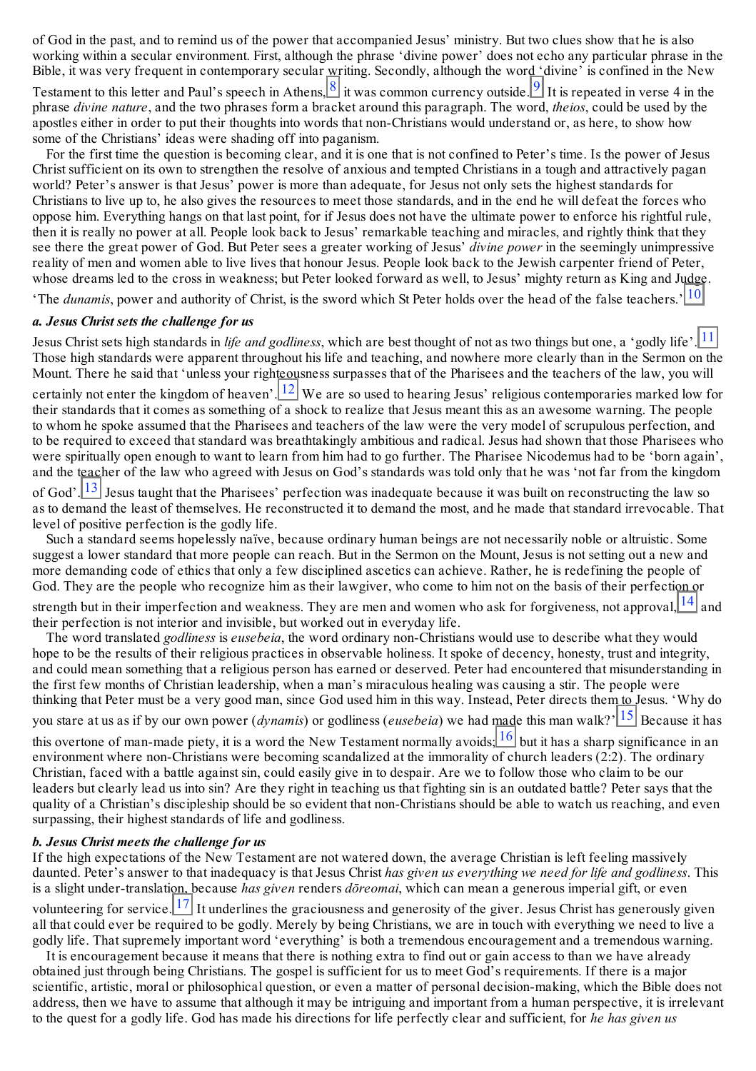of God in the past, and to remind us of the power that accompanied Jesus' ministry. But two clues show that he is also working within a secular environment. First, although the phrase 'divine power' does not echo any particular phrase in the Bible, it was very frequent in contemporary secular writing. Secondly, although the word 'divine' is confined in the New Testament to this letter and Paul's speech in Athens,[8] it was common currency outside.[9] It is repeated in verse 4 in the phrase *divine nature*, and the two phrases form a bracket around this paragraph. The word, *theios*, could be used by the apostles either in order to put their thoughts into words that non-Christians would understand or, as here, to show how some of the Christians' ideas were shading off into paganism.

For the first time the question is becoming clear, and it is one that is not confined to Peter's time. Is the power of Jesus Christ sufficient on its own to strengthen the resolve of anxious and tempted Christians in a tough and attractively pagan world? Peter's answer is that Jesus' power is more than adequate, for Jesus not only sets the highest standards for Christians to live up to, he also gives the resources to meet those standards, and in the end he will defeat the forces who oppose him. Everything hangs on that last point, for if Jesus does not have the ultimate power to enforce his rightful rule, then it is really no power at all. People look back to Jesus' remarkable teaching and miracles, and rightly think that they see there the great power of God. But Peter sees a greater working of Jesus' *divine power* in the seemingly unimpressive reality of men and women able to live lives that honour Jesus. People look back to the Jewish carpenter friend of Peter, whose dreams led to the cross in weakness; but Peter looked forward as well, to Jesus' mighty return as King and Judge. 'The *dunamis*, power and authority of Christ, is the sword which St Peter holds over the head of the false teachers.'[10]

### *a. Jesus Christ sets the challenge for us*

Jesus Christ sets high standards in *life and godliness*, which are best thought of not as two things but one, a 'godly life'.[11] Those high standards were apparent throughout his life and teaching, and nowhere more clearly than in the Sermon on the Mount. There he said that 'unless your righteousness surpasses that of the Pharisees and the teachers of the law, you will certainly not enter the kingdom of heaven'.[12] We are so used to hearing Jesus' religious contemporaries marked low for their standards that it comes as something of a shock to realize that Jesus meant this as an awesome warning. The people to whom he spoke assumed that the Pharisees and teachers of the law were the very model of scrupulous perfection, and to be required to exceed that standard was breathtakingly ambitious and radical. Jesus had shown that those Pharisees who were spiritually open enough to want to learn from him had to go further. The Pharisee Nicodemus had to be 'born again', and the teacher of the law who agreed with Jesus on God's standards was told only that he was 'not far from the kingdom of God'.[13] Jesus taught that the Pharisees' perfection was inadequate because it was built on reconstructing the law so as to demand the least of themselves. He reconstructed it to demand the most, and he made that standard irrevocable. That level of positive perfection is the godly life.

Such a standard seems hopelessly naïve, because ordinary human beings are not necessarily noble or altruistic. Some suggest a lower standard that more people can reach. But in the Sermon on the Mount, Jesus is not setting out a new and more demanding code of ethics that only a few disciplined ascetics can achieve. Rather, he is redefining the people of God. They are the people who recognize him as their lawgiver, who come to him not on the basis of their perfection or strength but in their imperfection and weakness. They are men and women who ask for forgiveness, not approval,[14] and their perfection is not interior and invisible, but worked out in everyday life.

The word translated *godliness* is *eusebeia*, the word ordinary non-Christians would use to describe what they would hope to be the results of their religious practices in observable holiness. It spoke of decency, honesty, trust and integrity, and could mean something that a religious person has earned or deserved. Peter had encountered that misunderstanding in the first few months of Christian leadership, when a man's miraculous healing was causing a stir. The people were thinking that Peter must be a very good man, since God used him in this way. Instead, Peter directs them to Jesus. 'Why do you stare at us as if by our own power (*dynamis*) or godliness (*eusebeia*) we had made this man walk?'[15] Because it has this overtone of man-made piety, it is a word the New Testament normally avoids;[16] but it has a sharp significance in an environment where non-Christians were becoming scandalized at the immorality of church leaders (2:2). The ordinary Christian, faced with a battle against sin, could easily give in to despair. Are we to follow those who claim to be our leaders but clearly lead us into sin? Are they right in teaching us that fighting sin is an outdated battle? Peter says that the quality of a Christian's discipleship should be so evident that non-Christians should be able to watch us reaching, and even surpassing, their highest standards of life and godliness.

### *b. Jesus Christ meets the challenge for us*

If the high expectations of the New Testament are not watered down, the average Christian is left feeling massively daunted. Peter's answer to that inadequacy is that Jesus Christ *has given us everything we need for life and godliness*. This is a slight under-translation, because *has given* renders *dōreomai*, which can mean a generous imperial gift, or even volunteering for service.[17] It underlines the graciousness and generosity of the giver. Jesus Christ has generously given all that could ever be required to be godly. Merely by being Christians, we are in touch with everything we need to live a godly life. That supremely important word 'everything' is both a tremendous encouragement and a tremendous warning.

It is encouragement because it means that there is nothing extra to find out or gain access to than we have already obtained just through being Christians. The gospel is sufficient for us to meet God's requirements. If there is a major scientific, artistic, moral or philosophical question, or even a matter of personal decision-making, which the Bible does not address, then we have to assume that although it may be intriguing and important from a human perspective, it is irrelevant to the quest for a godly life. God has made his directions for life perfectly clear and sufficient, for *he has given us*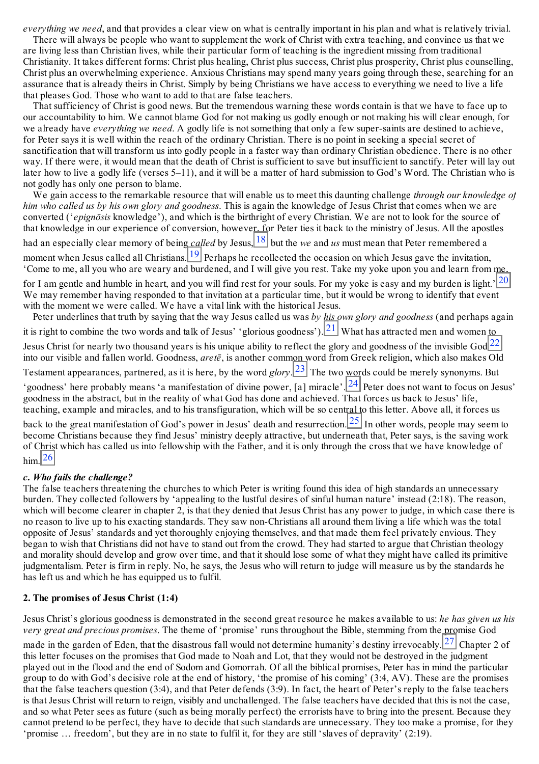*everything we need*, and that provides a clear view on what is centrally important in his plan and what is relatively trivial.

There will always be people who want to supplement the work of Christ with extra teaching, and convince us that we are living less than Christian lives, while their particular form of teaching is the ingredient missing from traditional Christianity. It takes different forms: Christ plus healing, Christ plus success, Christ plus prosperity, Christ plus counselling, Christ plus an overwhelming experience. Anxious Christians may spend many years going through these, searching for an assurance that is already theirs in Christ. Simply by being Christians we have access to everything we need to live a life that pleases God. Those who want to add to that are false teachers.

That sufficiency of Christ is good news. But the tremendous warning these words contain is that we have to face up to our accountability to him. We cannot blame God for not making us godly enough or not making his will clear enough, for we already have *everything we need*. A godly life is not something that only a few super-saints are destined to achieve, for Peter says it is well within the reach of the ordinary Christian. There is no point in seeking a special secret of sanctification that will transform us into godly people in a faster way than ordinary Christian obedience. There is no other way. If there were, it would mean that the death of Christ is sufficient to save but insufficient to sanctify. Peter will lay out later how to live a godly life (verses 5–11), and it will be a matter of hard submission to God's Word. The Christian who is not godly has only one person to blame.

We gain access to the remarkable resource that will enable us to meet this daunting challenge *through our knowledge of him who called us by his own glory and goodness*. This is again the knowledge of Jesus Christ that comes when we are converted ('*epignōsis* knowledge'), and which is the birthright of every Christian. We are not to look for the source of that knowledge in our experience of conversion, however, for Peter ties it back to the ministry of Jesus. All the apostles had an especially clear memory of being *called* by Jesus,[18] but the *we* and *us* must mean that Peter remembered a moment when Jesus called all Christians.[19] Perhaps he recollected the occasion on which Jesus gave the invitation, 'Come to me, all you who are weary and burdened, and I will give you rest. Take my yoke upon you and learn from me, for I am gentle and humble in heart, and you will find rest for your souls. For my yoke is easy and my burden is light.'[20] We may remember having responded to that invitation at a particular time, but it would be wrong to identify that event with the moment we were called. We have a vital link with the historical Jesus.

Peter underlines that truth by saying that the way Jesus called us was *by his own glory and goodness* (and perhaps again it is right to combine the two words and talk of Jesus' 'glorious goodness').[21] What has attracted men and women to Jesus Christ for nearly two thousand years is his unique ability to reflect the glory and goodness of the invisible God[22] into our visible and fallen world. Goodness, *aretē*, is another common word from Greek religion, which also makes Old Testament appearances, partnered, as it is here, by the word *glory*.[23] The two words could be merely synonyms. But 'goodness' here probably means 'a manifestation of divine power, [a] miracle'.[24] Peter does not want to focus on Jesus' goodness in the abstract, but in the reality of what God has done and achieved. That forces us back to Jesus' life, teaching, example and miracles, and to his transfiguration, which will be so central to this letter. Above all, it forces us back to the great manifestation of God's power in Jesus' death and resurrection.[25] In other words, people may seem to become Christians because they find Jesus' ministry deeply attractive, but underneath that, Peter says, is the saving work of Christ which has called us into fellowship with the Father, and it is only through the cross that we have knowledge of him.[26]

#### *c. Who fails the challenge?*

The false teachers threatening the churches to which Peter is writing found this idea of high standards an unnecessary burden. They collected followers by 'appealing to the lustful desires of sinful human nature' instead (2:18). The reason, which will become clearer in chapter 2, is that they denied that Jesus Christ has any power to judge, in which case there is no reason to live up to his exacting standards. They saw non-Christians all around them living a life which was the total opposite of Jesus' standards and yet thoroughly enjoying themselves, and that made them feel privately envious. They began to wish that Christians did not have to stand out from the crowd. They had started to argue that Christian theology and morality should develop and grow over time, and that it should lose some of what they might have called its primitive judgmentalism. Peter is firm in reply. No, he says, the Jesus who will return to judge will measure us by the standards he has left us and which he has equipped us to fulfil.

### 2. The promises of Jesus Christ (1:4)

Jesus Christ's glorious goodness is demonstrated in the second great resource he makes available to us: *he has given us his very great and precious promises*. The theme of 'promise' runs throughout the Bible, stemming from the promise God made in the garden of Eden, that the disastrous fall would not determine humanity's destiny irrevocably.[27] Chapter 2 of this letter focuses on the promises that God made to Noah and Lot, that they would not be destroyed in the judgment played out in the flood and the end of Sodom and Gomorrah. Of all the biblical promises, Peter has in mind the particular group to do with God's decisive role at the end of history, 'the promise of his coming' (3:4, AV). These are the promises that the false teachers question (3:4), and that Peter defends (3:9). In fact, the heart of Peter's reply to the false teachers is that Jesus Christ will return to reign, visibly and unchallenged. The false teachers have decided that this is not the case, and so what Peter sees as future (such as being morally perfect) the errorists have to bring into the present. Because they cannot pretend to be perfect, they have to decide that such standards are unnecessary. They too make a promise, for they 'promise … freedom', but they are in no state to fulfil it, for they are still 'slaves of depravity' (2:19).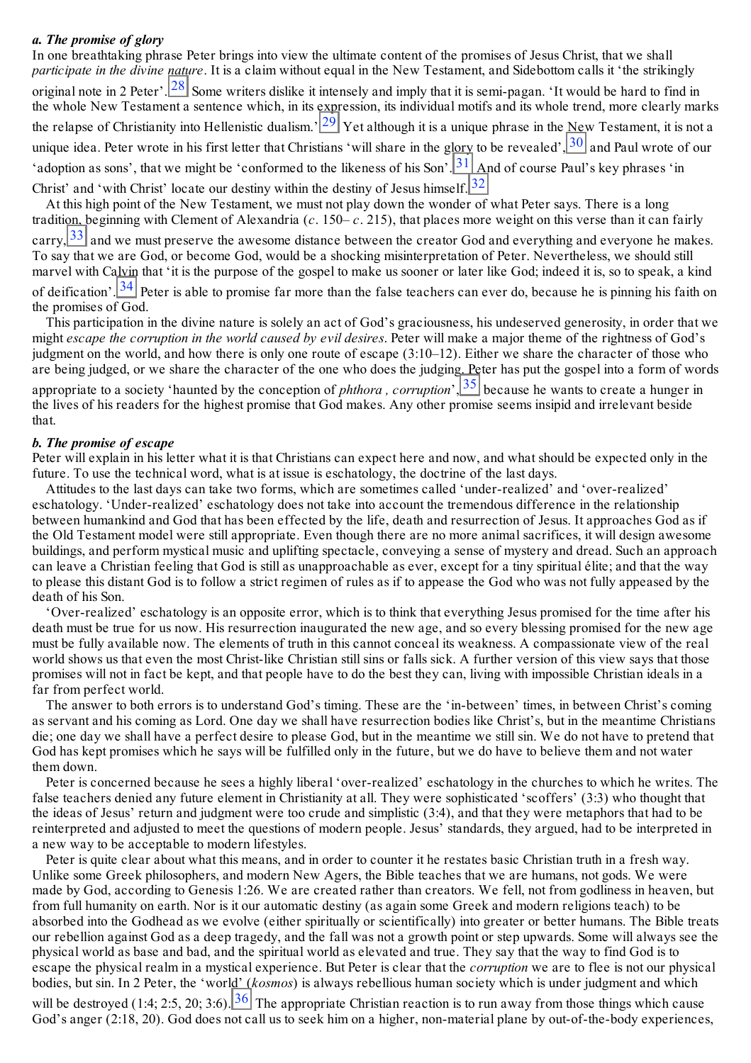***a. The promise of glory***

In one breathtaking phrase Peter brings into view the ultimate content of the promises of Jesus Christ, that we shall *participate in the divine nature*. It is a claim without equal in the New Testament, and Sidebottom calls it 'the strikingly original note in 2 Peter'.[28] Some writers dislike it intensely and imply that it is semi-pagan. 'It would be hard to find in the whole New Testament a sentence which, in its expression, its individual motifs and its whole trend, more clearly marks the relapse of Christianity into Hellenistic dualism.'[29] Yet although it is a unique phrase in the New Testament, it is not a unique idea. Peter wrote in his first letter that Christians 'will share in the glory to be revealed',[30] and Paul wrote of our 'adoption as sons', that we might be 'conformed to the likeness of his Son'.[31] And of course Paul's key phrases 'in Christ' and 'with Christ' locate our destiny within the destiny of Jesus himself.[32]

At this high point of the New Testament, we must not play down the wonder of what Peter says. There is a long tradition, beginning with Clement of Alexandria (*c*. 150– *c*. 215), that places more weight on this verse than it can fairly carry,[33] and we must preserve the awesome distance between the creator God and everything and everyone he makes. To say that we are God, or become God, would be a shocking misinterpretation of Peter. Nevertheless, we should still marvel with Calvin that 'it is the purpose of the gospel to make us sooner or later like God; indeed it is, so to speak, a kind of deification'.[34] Peter is able to promise far more than the false teachers can ever do, because he is pinning his faith on the promises of God.

This participation in the divine nature is solely an act of God's graciousness, his undeserved generosity, in order that we might *escape the corruption in the world caused by evil desires*. Peter will make a major theme of the rightness of God's judgment on the world, and how there is only one route of escape (3:10–12). Either we share the character of those who are being judged, or we share the character of the one who does the judging. Peter has put the gospel into a form of words appropriate to a society 'haunted by the conception of *phthora , corruption*',[35] because he wants to create a hunger in the lives of his readers for the highest promise that God makes. Any other promise seems insipid and irrelevant beside that.

***b. The promise of escape***

Peter will explain in his letter what it is that Christians can expect here and now, and what should be expected only in the future. To use the technical word, what is at issue is eschatology, the doctrine of the last days.

Attitudes to the last days can take two forms, which are sometimes called 'under-realized' and 'over-realized' eschatology. 'Under-realized' eschatology does not take into account the tremendous difference in the relationship between humankind and God that has been effected by the life, death and resurrection of Jesus. It approaches God as if the Old Testament model were still appropriate. Even though there are no more animal sacrifices, it will design awesome buildings, and perform mystical music and uplifting spectacle, conveying a sense of mystery and dread. Such an approach can leave a Christian feeling that God is still as unapproachable as ever, except for a tiny spiritual élite; and that the way to please this distant God is to follow a strict regimen of rules as if to appease the God who was not fully appeased by the death of his Son.

'Over-realized' eschatology is an opposite error, which is to think that everything Jesus promised for the time after his death must be true for us now. His resurrection inaugurated the new age, and so every blessing promised for the new age must be fully available now. The elements of truth in this cannot conceal its weakness. A compassionate view of the real world shows us that even the most Christ-like Christian still sins or falls sick. A further version of this view says that those promises will not in fact be kept, and that people have to do the best they can, living with impossible Christian ideals in a far from perfect world.

The answer to both errors is to understand God's timing. These are the 'in-between' times, in between Christ's coming as servant and his coming as Lord. One day we shall have resurrection bodies like Christ's, but in the meantime Christians die; one day we shall have a perfect desire to please God, but in the meantime we still sin. We do not have to pretend that God has kept promises which he says will be fulfilled only in the future, but we do have to believe them and not water them down.

Peter is concerned because he sees a highly liberal 'over-realized' eschatology in the churches to which he writes. The false teachers denied any future element in Christianity at all. They were sophisticated 'scoffers' (3:3) who thought that the ideas of Jesus' return and judgment were too crude and simplistic (3:4), and that they were metaphors that had to be reinterpreted and adjusted to meet the questions of modern people. Jesus' standards, they argued, had to be interpreted in a new way to be acceptable to modern lifestyles.

Peter is quite clear about what this means, and in order to counter it he restates basic Christian truth in a fresh way. Unlike some Greek philosophers, and modern New Agers, the Bible teaches that we are humans, not gods. We were made by God, according to Genesis 1:26. We are created rather than creators. We fell, not from godliness in heaven, but from full humanity on earth. Nor is it our automatic destiny (as again some Greek and modern religions teach) to be absorbed into the Godhead as we evolve (either spiritually or scientifically) into greater or better humans. The Bible treats our rebellion against God as a deep tragedy, and the fall was not a growth point or step upwards. Some will always see the physical world as base and bad, and the spiritual world as elevated and true. They say that the way to find God is to escape the physical realm in a mystical experience. But Peter is clear that the *corruption* we are to flee is not our physical bodies, but sin. In 2 Peter, the 'world' (*kosmos*) is always rebellious human society which is under judgment and which will be destroyed (1:4; 2:5, 20; 3:6).[36] The appropriate Christian reaction is to run away from those things which cause God's anger (2:18, 20). God does not call us to seek him on a higher, non-material plane by out-of-the-body experiences,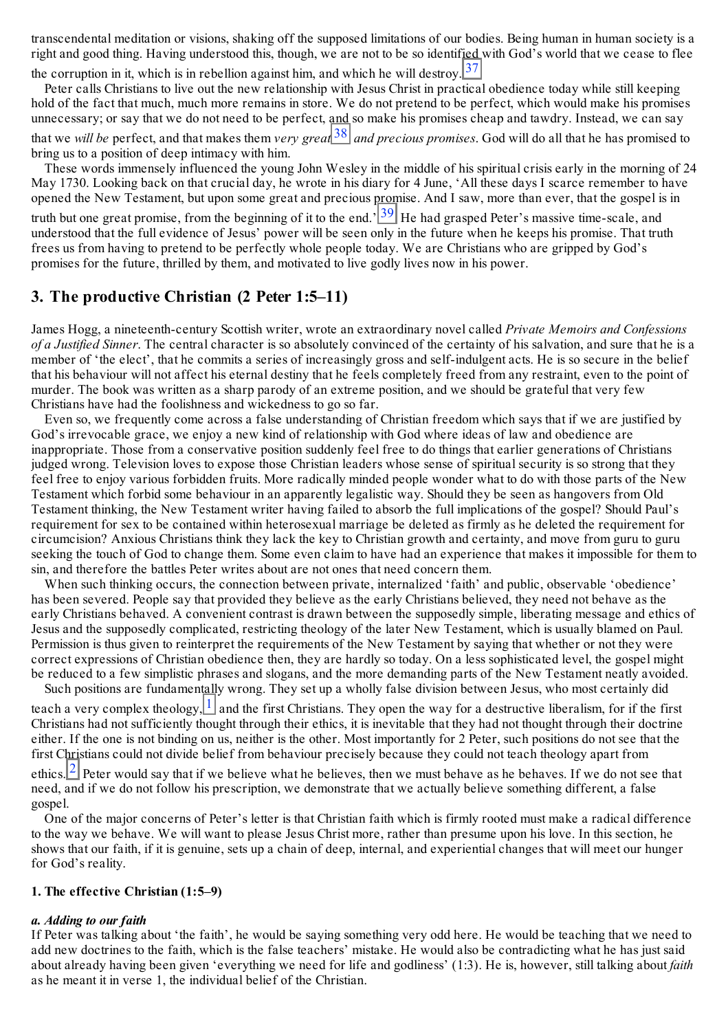transcendental meditation or visions, shaking off the supposed limitations of our bodies. Being human in human society is a right and good thing. Having understood this, though, we are not to be so identified with God's world that we cease to flee the corruption in it, which is in rebellion against him, and which he will destroy.[37]

Peter calls Christians to live out the new relationship with Jesus Christ in practical obedience today while still keeping hold of the fact that much, much more remains in store. We do not pretend to be perfect, which would make his promises unnecessary; or say that we do not need to be perfect, and so make his promises cheap and tawdry. Instead, we can say that we *will be* perfect, and that makes them *very great*[38] *and precious promises*. God will do all that he has promised to bring us to a position of deep intimacy with him.

These words immensely influenced the young John Wesley in the middle of his spiritual crisis early in the morning of 24 May 1730. Looking back on that crucial day, he wrote in his diary for 4 June, 'All these days I scarce remember to have opened the New Testament, but upon some great and precious promise. And I saw, more than ever, that the gospel is in truth but one great promise, from the beginning of it to the end.'[39] He had grasped Peter's massive time-scale, and understood that the full evidence of Jesus' power will be seen only in the future when he keeps his promise. That truth frees us from having to pretend to be perfectly whole people today. We are Christians who are gripped by God's promises for the future, thrilled by them, and motivated to live godly lives now in his power.

## 3. The productive Christian (2 Peter 1:5–11)

James Hogg, a nineteenth-century Scottish writer, wrote an extraordinary novel called *Private Memoirs and Confessions of a Justified Sinner*. The central character is so absolutely convinced of the certainty of his salvation, and sure that he is a member of 'the elect', that he commits a series of increasingly gross and self-indulgent acts. He is so secure in the belief that his behaviour will not affect his eternal destiny that he feels completely freed from any restraint, even to the point of murder. The book was written as a sharp parody of an extreme position, and we should be grateful that very few Christians have had the foolishness and wickedness to go so far.

Even so, we frequently come across a false understanding of Christian freedom which says that if we are justified by God's irrevocable grace, we enjoy a new kind of relationship with God where ideas of law and obedience are inappropriate. Those from a conservative position suddenly feel free to do things that earlier generations of Christians judged wrong. Television loves to expose those Christian leaders whose sense of spiritual security is so strong that they feel free to enjoy various forbidden fruits. More radically minded people wonder what to do with those parts of the New Testament which forbid some behaviour in an apparently legalistic way. Should they be seen as hangovers from Old Testament thinking, the New Testament writer having failed to absorb the full implications of the gospel? Should Paul's requirement for sex to be contained within heterosexual marriage be deleted as firmly as he deleted the requirement for circumcision? Anxious Christians think they lack the key to Christian growth and certainty, and move from guru to guru seeking the touch of God to change them. Some even claim to have had an experience that makes it impossible for them to sin, and therefore the battles Peter writes about are not ones that need concern them.

When such thinking occurs, the connection between private, internalized 'faith' and public, observable 'obedience' has been severed. People say that provided they believe as the early Christians believed, they need not behave as the early Christians behaved. A convenient contrast is drawn between the supposedly simple, liberating message and ethics of Jesus and the supposedly complicated, restricting theology of the later New Testament, which is usually blamed on Paul. Permission is thus given to reinterpret the requirements of the New Testament by saying that whether or not they were correct expressions of Christian obedience then, they are hardly so today. On a less sophisticated level, the gospel might be reduced to a few simplistic phrases and slogans, and the more demanding parts of the New Testament neatly avoided.

Such positions are fundamentally wrong. They set up a wholly false division between Jesus, who most certainly did teach a very complex theology,[1] and the first Christians. They open the way for a destructive liberalism, for if the first Christians had not sufficiently thought through their ethics, it is inevitable that they had not thought through their doctrine either. If the one is not binding on us, neither is the other. Most importantly for 2 Peter, such positions do not see that the first Christians could not divide belief from behaviour precisely because they could not teach theology apart from ethics.[2] Peter would say that if we believe what he believes, then we must behave as he behaves. If we do not see that need, and if we do not follow his prescription, we demonstrate that we actually believe something different, a false gospel.

One of the major concerns of Peter's letter is that Christian faith which is firmly rooted must make a radical difference to the way we behave. We will want to please Jesus Christ more, rather than presume upon his love. In this section, he shows that our faith, if it is genuine, sets up a chain of deep, internal, and experiential changes that will meet our hunger for God's reality.

#### 1. The effective Christian (1:5–9)

##### *a. Adding to our faith*

If Peter was talking about 'the faith', he would be saying something very odd here. He would be teaching that we need to add new doctrines to the faith, which is the false teachers' mistake. He would also be contradicting what he has just said about already having been given 'everything we need for life and godliness' (1:3). He is, however, still talking about *faith* as he meant it in verse 1, the individual belief of the Christian.